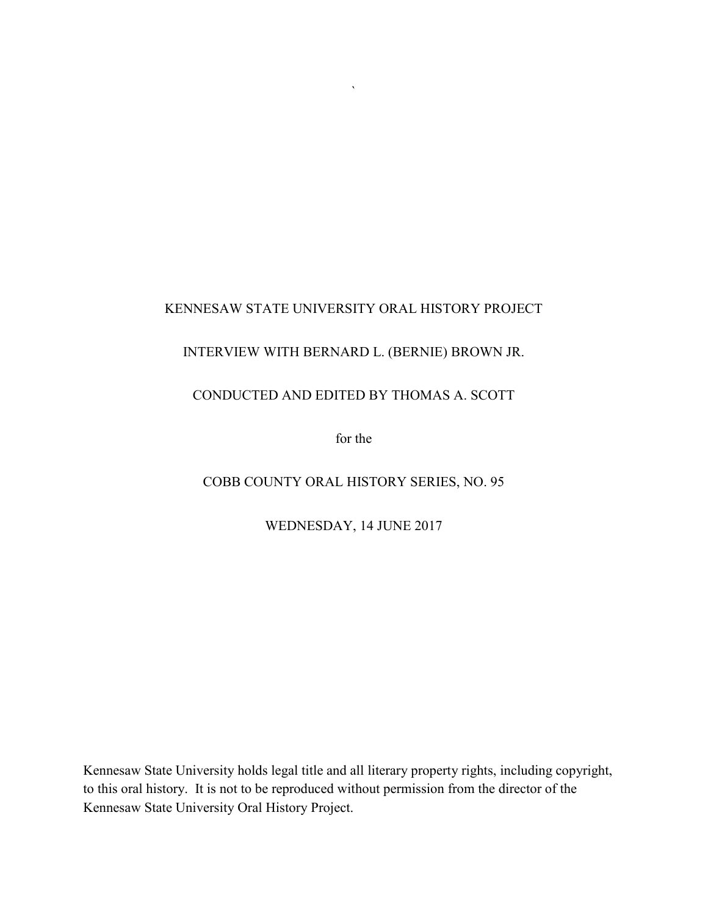KENNESAW STATE UNIVERSITY ORAL HISTORY PROJECT

INTERVIEW WITH BERNARD L. (BERNIE) BROWN JR.

CONDUCTED AND EDITED BY THOMAS A. SCOTT

for the

COBB COUNTY ORAL HISTORY SERIES, NO. 95

WEDNESDAY, 14 JUNE 2017

Kennesaw State University holds legal title and all literary property rights, including copyright, to this oral history. It is not to be reproduced without permission from the director of the Kennesaw State University Oral History Project.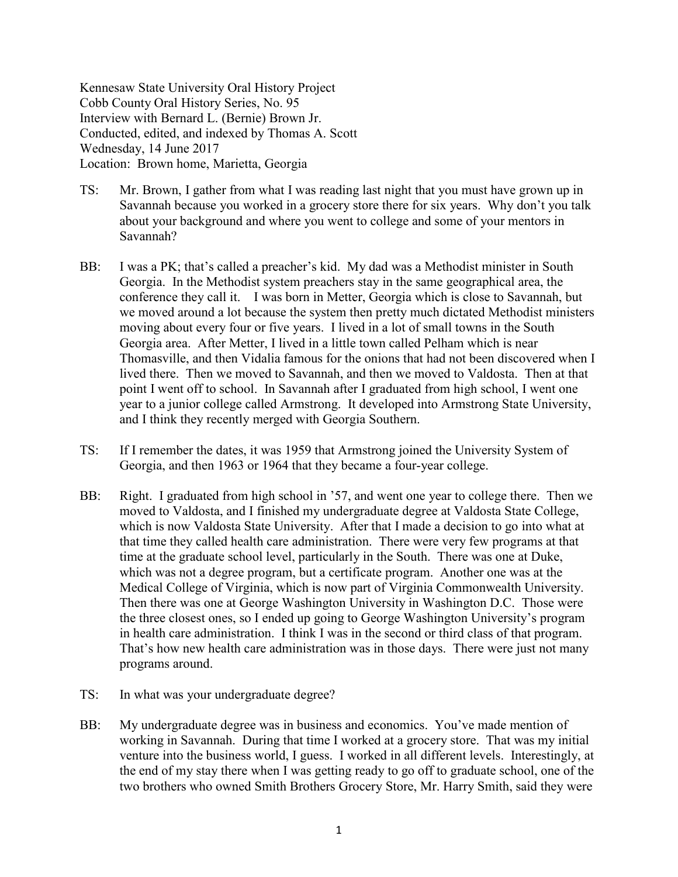Kennesaw State University Oral History Project
Cobb County Oral History Series, No. 95
Interview with Bernard L. (Bernie) Brown Jr.
Conducted, edited, and indexed by Thomas A. Scott
Wednesday, 14 June 2017
Location: Brown home, Marietta, Georgia

TS: Mr. Brown, I gather from what I was reading last night that you must have grown up in Savannah because you worked in a grocery store there for six years. Why don't you talk about your background and where you went to college and some of your mentors in Savannah?

BB: I was a PK; that's called a preacher's kid. My dad was a Methodist minister in South Georgia. In the Methodist system preachers stay in the same geographical area, the conference they call it. I was born in Metter, Georgia which is close to Savannah, but we moved around a lot because the system then pretty much dictated Methodist ministers moving about every four or five years. I lived in a lot of small towns in the South Georgia area. After Metter, I lived in a little town called Pelham which is near Thomasville, and then Vidalia famous for the onions that had not been discovered when I lived there. Then we moved to Savannah, and then we moved to Valdosta. Then at that point I went off to school. In Savannah after I graduated from high school, I went one year to a junior college called Armstrong. It developed into Armstrong State University, and I think they recently merged with Georgia Southern.

TS: If I remember the dates, it was 1959 that Armstrong joined the University System of Georgia, and then 1963 or 1964 that they became a four-year college.

BB: Right. I graduated from high school in '57, and went one year to college there. Then we moved to Valdosta, and I finished my undergraduate degree at Valdosta State College, which is now Valdosta State University. After that I made a decision to go into what at that time they called health care administration. There were very few programs at that time at the graduate school level, particularly in the South. There was one at Duke, which was not a degree program, but a certificate program. Another one was at the Medical College of Virginia, which is now part of Virginia Commonwealth University. Then there was one at George Washington University in Washington D.C. Those were the three closest ones, so I ended up going to George Washington University's program in health care administration. I think I was in the second or third class of that program. That's how new health care administration was in those days. There were just not many programs around.

TS: In what was your undergraduate degree?

BB: My undergraduate degree was in business and economics. You've made mention of working in Savannah. During that time I worked at a grocery store. That was my initial venture into the business world, I guess. I worked in all different levels. Interestingly, at the end of my stay there when I was getting ready to go off to graduate school, one of the two brothers who owned Smith Brothers Grocery Store, Mr. Harry Smith, said they were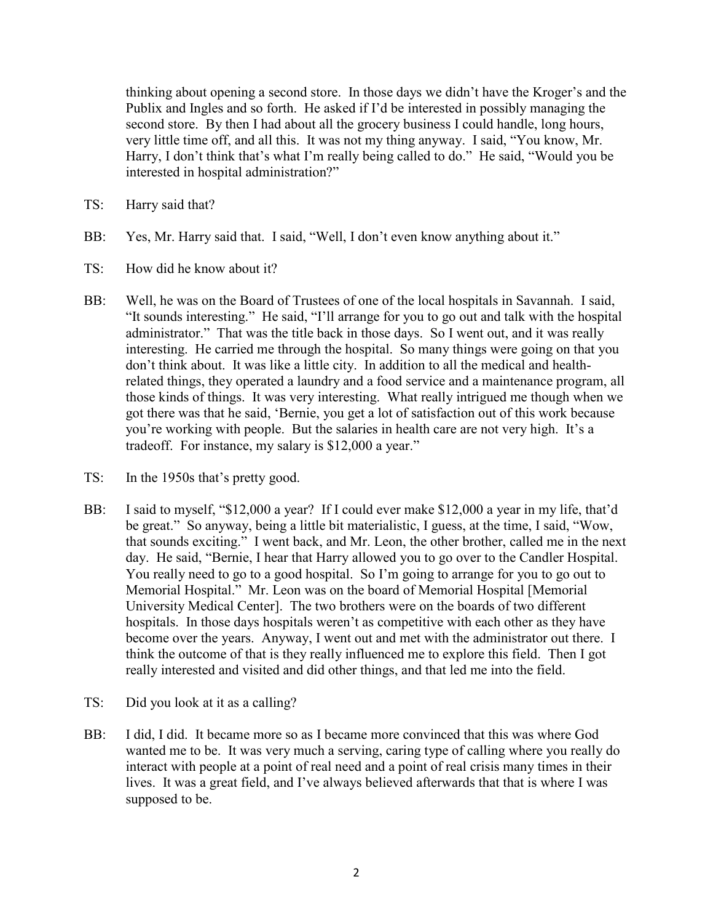thinking about opening a second store. In those days we didn't have the Kroger's and the Publix and Ingles and so forth. He asked if I'd be interested in possibly managing the second store. By then I had about all the grocery business I could handle, long hours, very little time off, and all this. It was not my thing anyway. I said, "You know, Mr. Harry, I don't think that's what I'm really being called to do." He said, "Would you be interested in hospital administration?"

TS: Harry said that?

BB: Yes, Mr. Harry said that. I said, "Well, I don't even know anything about it."

TS: How did he know about it?

BB: Well, he was on the Board of Trustees of one of the local hospitals in Savannah. I said, "It sounds interesting." He said, "I'll arrange for you to go out and talk with the hospital administrator." That was the title back in those days. So I went out, and it was really interesting. He carried me through the hospital. So many things were going on that you don't think about. It was like a little city. In addition to all the medical and health-related things, they operated a laundry and a food service and a maintenance program, all those kinds of things. It was very interesting. What really intrigued me though when we got there was that he said, 'Bernie, you get a lot of satisfaction out of this work because you're working with people. But the salaries in health care are not very high. It's a tradeoff. For instance, my salary is $12,000 a year."

TS: In the 1950s that's pretty good.

BB: I said to myself, "$12,000 a year? If I could ever make $12,000 a year in my life, that'd be great." So anyway, being a little bit materialistic, I guess, at the time, I said, "Wow, that sounds exciting." I went back, and Mr. Leon, the other brother, called me in the next day. He said, "Bernie, I hear that Harry allowed you to go over to the Candler Hospital. You really need to go to a good hospital. So I'm going to arrange for you to go out to Memorial Hospital." Mr. Leon was on the board of Memorial Hospital [Memorial University Medical Center]. The two brothers were on the boards of two different hospitals. In those days hospitals weren't as competitive with each other as they have become over the years. Anyway, I went out and met with the administrator out there. I think the outcome of that is they really influenced me to explore this field. Then I got really interested and visited and did other things, and that led me into the field.

TS: Did you look at it as a calling?

BB: I did, I did. It became more so as I became more convinced that this was where God wanted me to be. It was very much a serving, caring type of calling where you really do interact with people at a point of real need and a point of real crisis many times in their lives. It was a great field, and I've always believed afterwards that that is where I was supposed to be.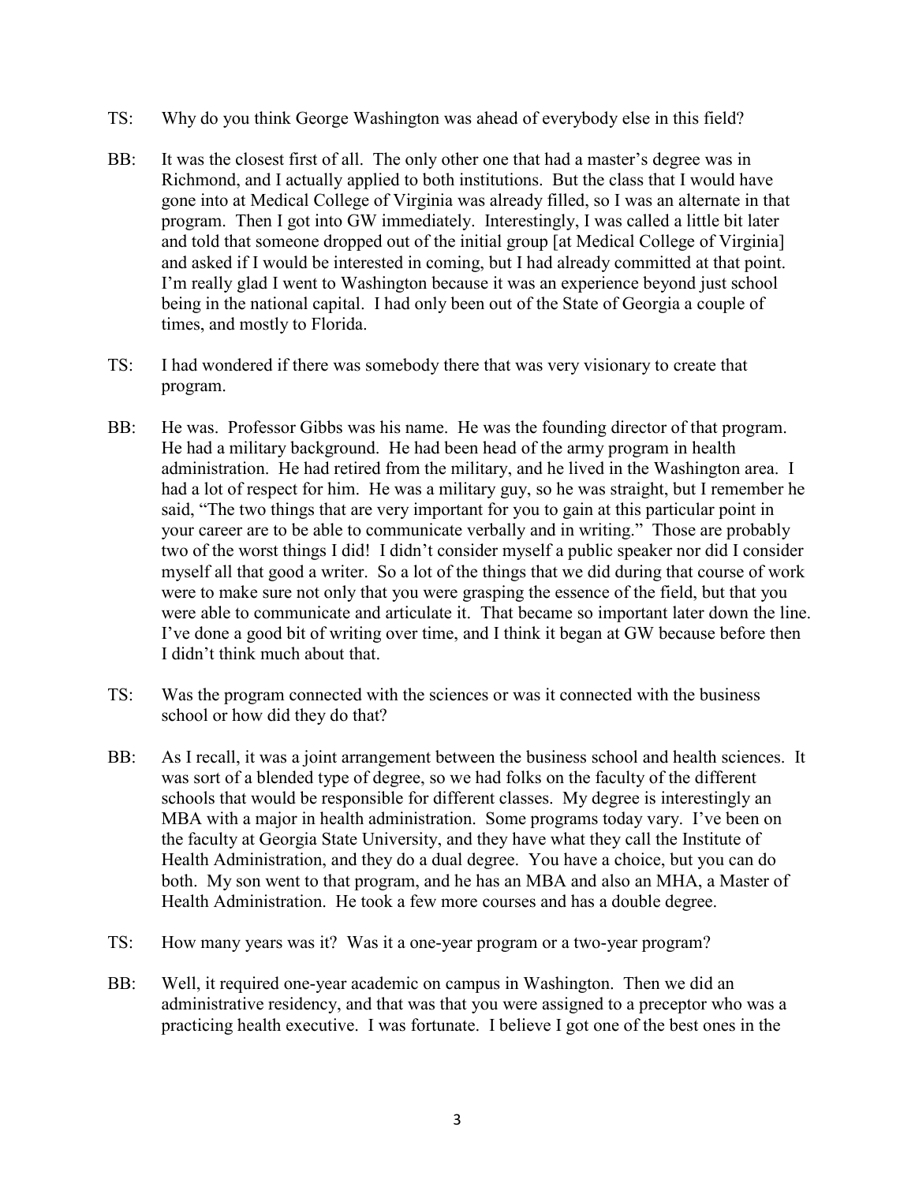TS: Why do you think George Washington was ahead of everybody else in this field?

BB: It was the closest first of all. The only other one that had a master's degree was in Richmond, and I actually applied to both institutions. But the class that I would have gone into at Medical College of Virginia was already filled, so I was an alternate in that program. Then I got into GW immediately. Interestingly, I was called a little bit later and told that someone dropped out of the initial group [at Medical College of Virginia] and asked if I would be interested in coming, but I had already committed at that point. I'm really glad I went to Washington because it was an experience beyond just school being in the national capital. I had only been out of the State of Georgia a couple of times, and mostly to Florida.

TS: I had wondered if there was somebody there that was very visionary to create that program.

BB: He was. Professor Gibbs was his name. He was the founding director of that program. He had a military background. He had been head of the army program in health administration. He had retired from the military, and he lived in the Washington area. I had a lot of respect for him. He was a military guy, so he was straight, but I remember he said, "The two things that are very important for you to gain at this particular point in your career are to be able to communicate verbally and in writing." Those are probably two of the worst things I did! I didn't consider myself a public speaker nor did I consider myself all that good a writer. So a lot of the things that we did during that course of work were to make sure not only that you were grasping the essence of the field, but that you were able to communicate and articulate it. That became so important later down the line. I've done a good bit of writing over time, and I think it began at GW because before then I didn't think much about that.

TS: Was the program connected with the sciences or was it connected with the business school or how did they do that?

BB: As I recall, it was a joint arrangement between the business school and health sciences. It was sort of a blended type of degree, so we had folks on the faculty of the different schools that would be responsible for different classes. My degree is interestingly an MBA with a major in health administration. Some programs today vary. I've been on the faculty at Georgia State University, and they have what they call the Institute of Health Administration, and they do a dual degree. You have a choice, but you can do both. My son went to that program, and he has an MBA and also an MHA, a Master of Health Administration. He took a few more courses and has a double degree.

TS: How many years was it? Was it a one-year program or a two-year program?

BB: Well, it required one-year academic on campus in Washington. Then we did an administrative residency, and that was that you were assigned to a preceptor who was a practicing health executive. I was fortunate. I believe I got one of the best ones in the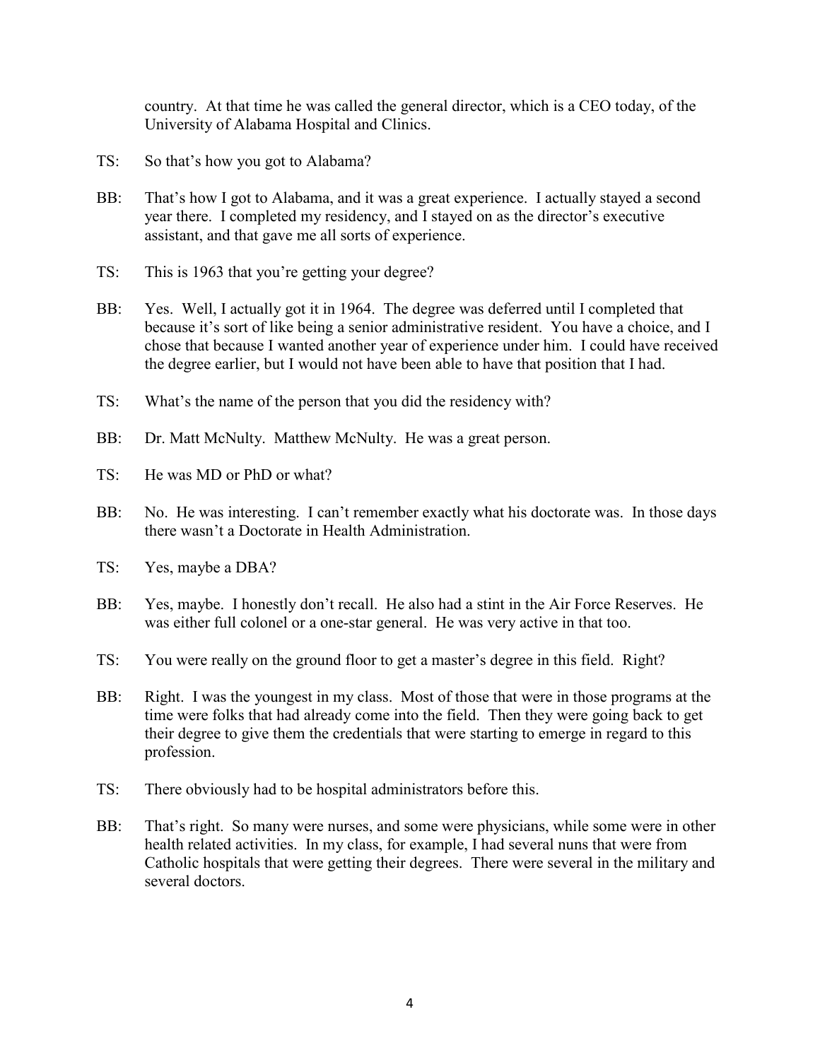country. At that time he was called the general director, which is a CEO today, of the University of Alabama Hospital and Clinics.

TS: So that's how you got to Alabama?

BB: That's how I got to Alabama, and it was a great experience. I actually stayed a second year there. I completed my residency, and I stayed on as the director's executive assistant, and that gave me all sorts of experience.

TS: This is 1963 that you're getting your degree?

BB: Yes. Well, I actually got it in 1964. The degree was deferred until I completed that because it's sort of like being a senior administrative resident. You have a choice, and I chose that because I wanted another year of experience under him. I could have received the degree earlier, but I would not have been able to have that position that I had.

TS: What's the name of the person that you did the residency with?

BB: Dr. Matt McNulty. Matthew McNulty. He was a great person.

TS: He was MD or PhD or what?

BB: No. He was interesting. I can't remember exactly what his doctorate was. In those days there wasn't a Doctorate in Health Administration.

TS: Yes, maybe a DBA?

BB: Yes, maybe. I honestly don't recall. He also had a stint in the Air Force Reserves. He was either full colonel or a one-star general. He was very active in that too.

TS: You were really on the ground floor to get a master's degree in this field. Right?

BB: Right. I was the youngest in my class. Most of those that were in those programs at the time were folks that had already come into the field. Then they were going back to get their degree to give them the credentials that were starting to emerge in regard to this profession.

TS: There obviously had to be hospital administrators before this.

BB: That's right. So many were nurses, and some were physicians, while some were in other health related activities. In my class, for example, I had several nuns that were from Catholic hospitals that were getting their degrees. There were several in the military and several doctors.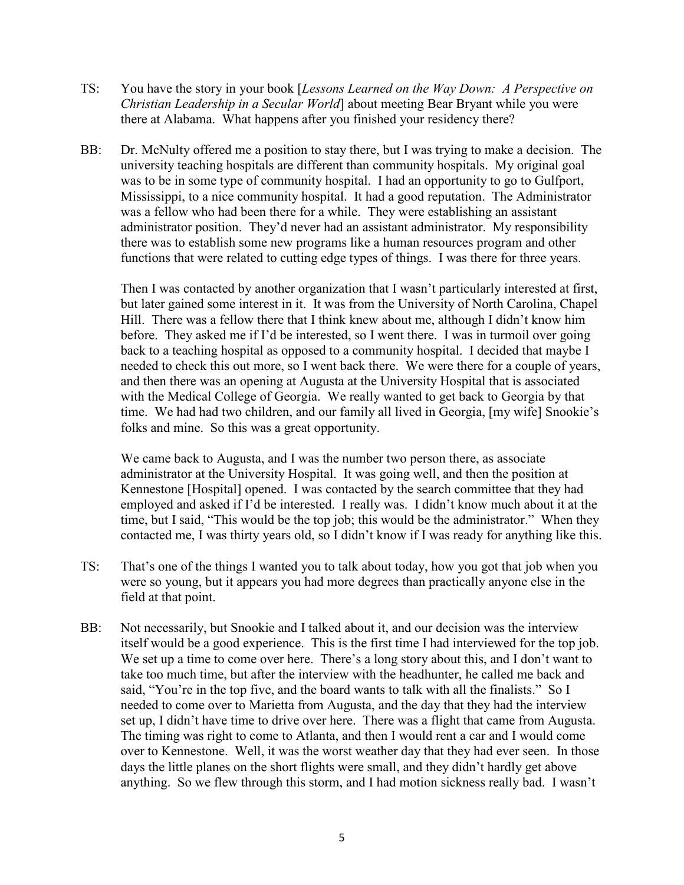TS: You have the story in your book [*Lessons Learned on the Way Down: A Perspective on Christian Leadership in a Secular World*] about meeting Bear Bryant while you were there at Alabama. What happens after you finished your residency there?

BB: Dr. McNulty offered me a position to stay there, but I was trying to make a decision. The university teaching hospitals are different than community hospitals. My original goal was to be in some type of community hospital. I had an opportunity to go to Gulfport, Mississippi, to a nice community hospital. It had a good reputation. The Administrator was a fellow who had been there for a while. They were establishing an assistant administrator position. They'd never had an assistant administrator. My responsibility there was to establish some new programs like a human resources program and other functions that were related to cutting edge types of things. I was there for three years.

Then I was contacted by another organization that I wasn't particularly interested at first, but later gained some interest in it. It was from the University of North Carolina, Chapel Hill. There was a fellow there that I think knew about me, although I didn't know him before. They asked me if I'd be interested, so I went there. I was in turmoil over going back to a teaching hospital as opposed to a community hospital. I decided that maybe I needed to check this out more, so I went back there. We were there for a couple of years, and then there was an opening at Augusta at the University Hospital that is associated with the Medical College of Georgia. We really wanted to get back to Georgia by that time. We had had two children, and our family all lived in Georgia, [my wife] Snookie's folks and mine. So this was a great opportunity.

We came back to Augusta, and I was the number two person there, as associate administrator at the University Hospital. It was going well, and then the position at Kennestone [Hospital] opened. I was contacted by the search committee that they had employed and asked if I'd be interested. I really was. I didn't know much about it at the time, but I said, "This would be the top job; this would be the administrator." When they contacted me, I was thirty years old, so I didn't know if I was ready for anything like this.

TS: That's one of the things I wanted you to talk about today, how you got that job when you were so young, but it appears you had more degrees than practically anyone else in the field at that point.

BB: Not necessarily, but Snookie and I talked about it, and our decision was the interview itself would be a good experience. This is the first time I had interviewed for the top job. We set up a time to come over here. There's a long story about this, and I don't want to take too much time, but after the interview with the headhunter, he called me back and said, "You're in the top five, and the board wants to talk with all the finalists." So I needed to come over to Marietta from Augusta, and the day that they had the interview set up, I didn't have time to drive over here. There was a flight that came from Augusta. The timing was right to come to Atlanta, and then I would rent a car and I would come over to Kennestone. Well, it was the worst weather day that they had ever seen. In those days the little planes on the short flights were small, and they didn't hardly get above anything. So we flew through this storm, and I had motion sickness really bad. I wasn't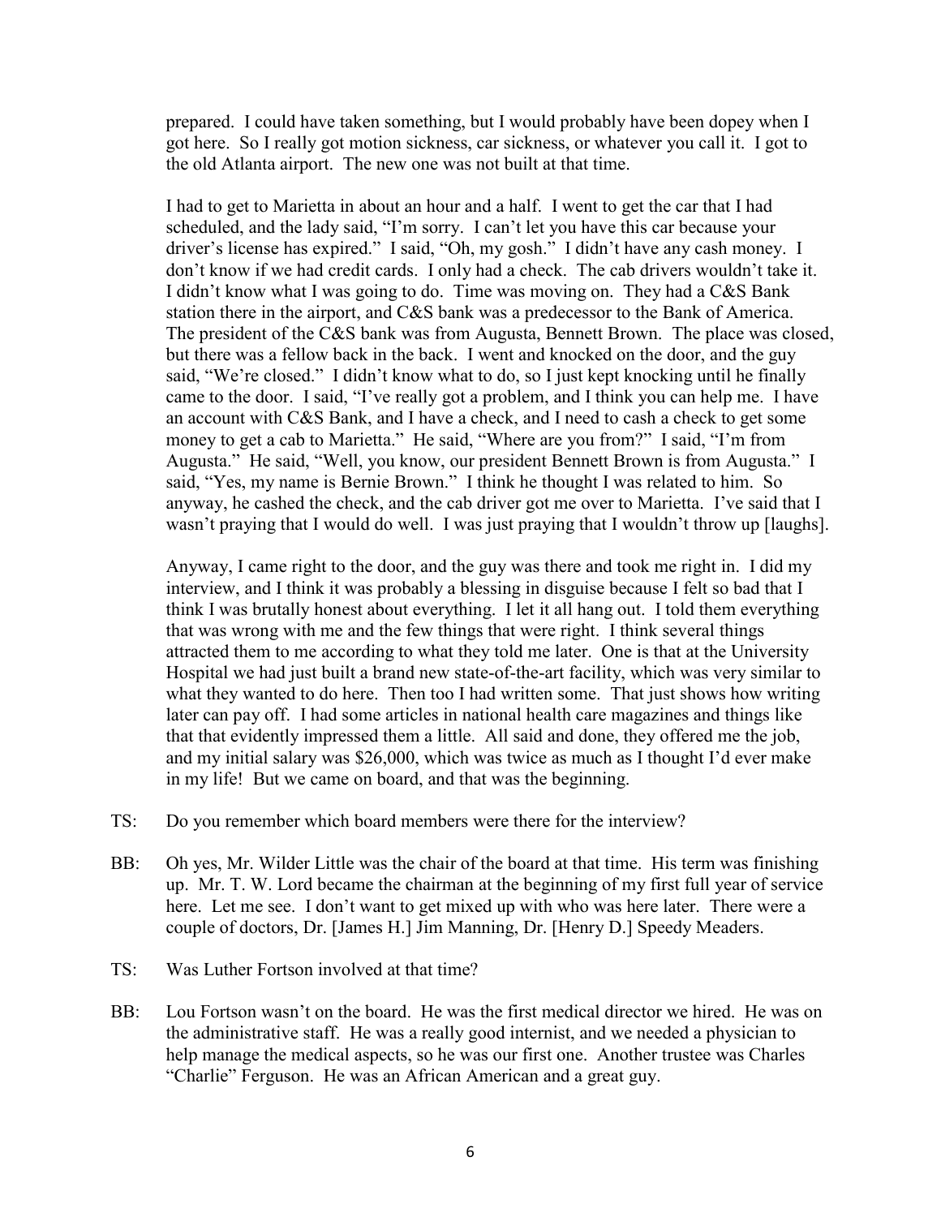prepared. I could have taken something, but I would probably have been dopey when I got here. So I really got motion sickness, car sickness, or whatever you call it. I got to the old Atlanta airport. The new one was not built at that time.

I had to get to Marietta in about an hour and a half. I went to get the car that I had scheduled, and the lady said, "I'm sorry. I can't let you have this car because your driver's license has expired." I said, "Oh, my gosh." I didn't have any cash money. I don't know if we had credit cards. I only had a check. The cab drivers wouldn't take it. I didn't know what I was going to do. Time was moving on. They had a C&S Bank station there in the airport, and C&S bank was a predecessor to the Bank of America. The president of the C&S bank was from Augusta, Bennett Brown. The place was closed, but there was a fellow back in the back. I went and knocked on the door, and the guy said, "We're closed." I didn't know what to do, so I just kept knocking until he finally came to the door. I said, "I've really got a problem, and I think you can help me. I have an account with C&S Bank, and I have a check, and I need to cash a check to get some money to get a cab to Marietta." He said, "Where are you from?" I said, "I'm from Augusta." He said, "Well, you know, our president Bennett Brown is from Augusta." I said, "Yes, my name is Bernie Brown." I think he thought I was related to him. So anyway, he cashed the check, and the cab driver got me over to Marietta. I've said that I wasn't praying that I would do well. I was just praying that I wouldn't throw up [laughs].

Anyway, I came right to the door, and the guy was there and took me right in. I did my interview, and I think it was probably a blessing in disguise because I felt so bad that I think I was brutally honest about everything. I let it all hang out. I told them everything that was wrong with me and the few things that were right. I think several things attracted them to me according to what they told me later. One is that at the University Hospital we had just built a brand new state-of-the-art facility, which was very similar to what they wanted to do here. Then too I had written some. That just shows how writing later can pay off. I had some articles in national health care magazines and things like that that evidently impressed them a little. All said and done, they offered me the job, and my initial salary was $26,000, which was twice as much as I thought I'd ever make in my life! But we came on board, and that was the beginning.

TS: Do you remember which board members were there for the interview?

BB: Oh yes, Mr. Wilder Little was the chair of the board at that time. His term was finishing up. Mr. T. W. Lord became the chairman at the beginning of my first full year of service here. Let me see. I don't want to get mixed up with who was here later. There were a couple of doctors, Dr. [James H.] Jim Manning, Dr. [Henry D.] Speedy Meaders.

TS: Was Luther Fortson involved at that time?

BB: Lou Fortson wasn't on the board. He was the first medical director we hired. He was on the administrative staff. He was a really good internist, and we needed a physician to help manage the medical aspects, so he was our first one. Another trustee was Charles "Charlie" Ferguson. He was an African American and a great guy.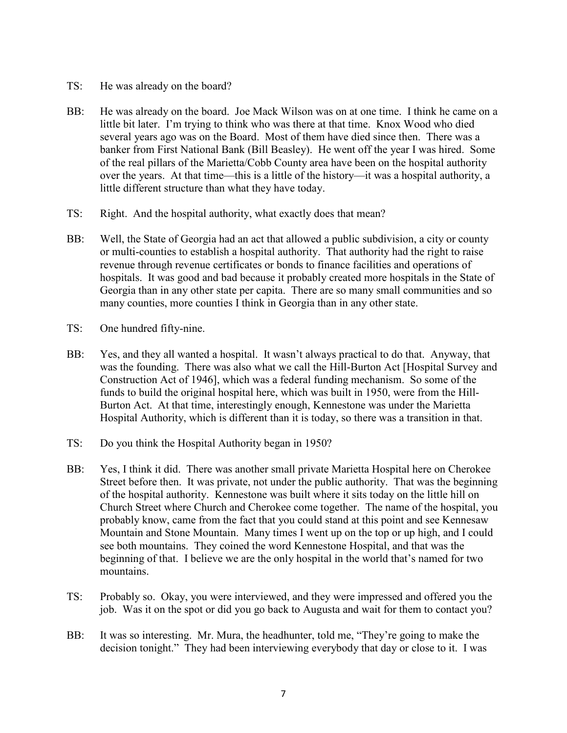TS: He was already on the board?

BB: He was already on the board. Joe Mack Wilson was on at one time. I think he came on a little bit later. I'm trying to think who was there at that time. Knox Wood who died several years ago was on the Board. Most of them have died since then. There was a banker from First National Bank (Bill Beasley). He went off the year I was hired. Some of the real pillars of the Marietta/Cobb County area have been on the hospital authority over the years. At that time—this is a little of the history—it was a hospital authority, a little different structure than what they have today.

TS: Right. And the hospital authority, what exactly does that mean?

BB: Well, the State of Georgia had an act that allowed a public subdivision, a city or county or multi-counties to establish a hospital authority. That authority had the right to raise revenue through revenue certificates or bonds to finance facilities and operations of hospitals. It was good and bad because it probably created more hospitals in the State of Georgia than in any other state per capita. There are so many small communities and so many counties, more counties I think in Georgia than in any other state.

TS: One hundred fifty-nine.

BB: Yes, and they all wanted a hospital. It wasn't always practical to do that. Anyway, that was the founding. There was also what we call the Hill-Burton Act [Hospital Survey and Construction Act of 1946], which was a federal funding mechanism. So some of the funds to build the original hospital here, which was built in 1950, were from the Hill-Burton Act. At that time, interestingly enough, Kennestone was under the Marietta Hospital Authority, which is different than it is today, so there was a transition in that.

TS: Do you think the Hospital Authority began in 1950?

BB: Yes, I think it did. There was another small private Marietta Hospital here on Cherokee Street before then. It was private, not under the public authority. That was the beginning of the hospital authority. Kennestone was built where it sits today on the little hill on Church Street where Church and Cherokee come together. The name of the hospital, you probably know, came from the fact that you could stand at this point and see Kennesaw Mountain and Stone Mountain. Many times I went up on the top or up high, and I could see both mountains. They coined the word Kennestone Hospital, and that was the beginning of that. I believe we are the only hospital in the world that's named for two mountains.

TS: Probably so. Okay, you were interviewed, and they were impressed and offered you the job. Was it on the spot or did you go back to Augusta and wait for them to contact you?

BB: It was so interesting. Mr. Mura, the headhunter, told me, "They're going to make the decision tonight." They had been interviewing everybody that day or close to it. I was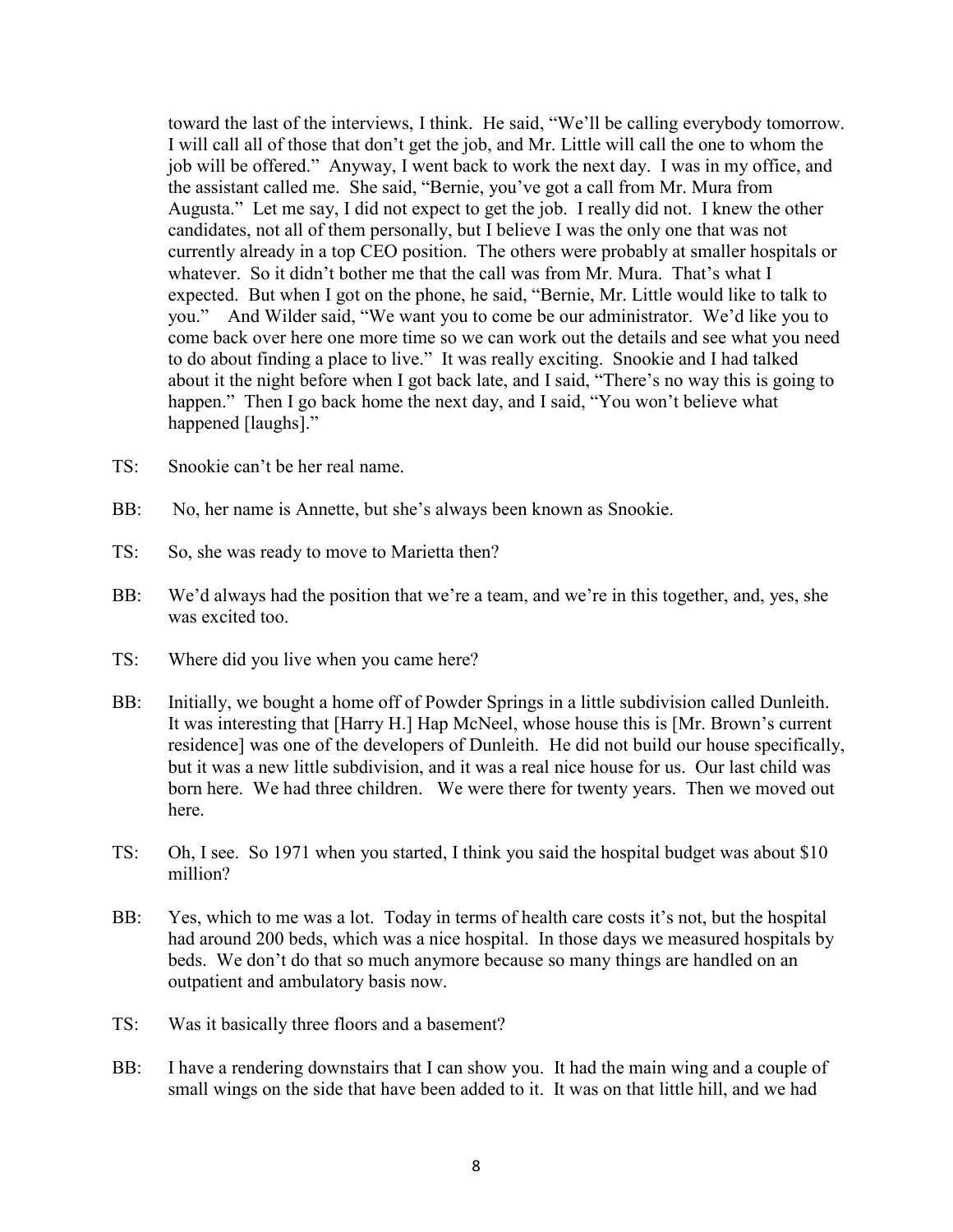toward the last of the interviews, I think. He said, "We'll be calling everybody tomorrow. I will call all of those that don't get the job, and Mr. Little will call the one to whom the job will be offered." Anyway, I went back to work the next day. I was in my office, and the assistant called me. She said, "Bernie, you've got a call from Mr. Mura from Augusta." Let me say, I did not expect to get the job. I really did not. I knew the other candidates, not all of them personally, but I believe I was the only one that was not currently already in a top CEO position. The others were probably at smaller hospitals or whatever. So it didn't bother me that the call was from Mr. Mura. That's what I expected. But when I got on the phone, he said, "Bernie, Mr. Little would like to talk to you." And Wilder said, "We want you to come be our administrator. We'd like you to come back over here one more time so we can work out the details and see what you need to do about finding a place to live." It was really exciting. Snookie and I had talked about it the night before when I got back late, and I said, "There's no way this is going to happen." Then I go back home the next day, and I said, "You won't believe what happened [laughs]."

TS: Snookie can't be her real name.

BB: No, her name is Annette, but she's always been known as Snookie.

TS: So, she was ready to move to Marietta then?

BB: We'd always had the position that we're a team, and we're in this together, and, yes, she was excited too.

TS: Where did you live when you came here?

BB: Initially, we bought a home off of Powder Springs in a little subdivision called Dunleith. It was interesting that [Harry H.] Hap McNeel, whose house this is [Mr. Brown's current residence] was one of the developers of Dunleith. He did not build our house specifically, but it was a new little subdivision, and it was a real nice house for us. Our last child was born here. We had three children. We were there for twenty years. Then we moved out here.

TS: Oh, I see. So 1971 when you started, I think you said the hospital budget was about $10 million?

BB: Yes, which to me was a lot. Today in terms of health care costs it's not, but the hospital had around 200 beds, which was a nice hospital. In those days we measured hospitals by beds. We don't do that so much anymore because so many things are handled on an outpatient and ambulatory basis now.

TS: Was it basically three floors and a basement?

BB: I have a rendering downstairs that I can show you. It had the main wing and a couple of small wings on the side that have been added to it. It was on that little hill, and we had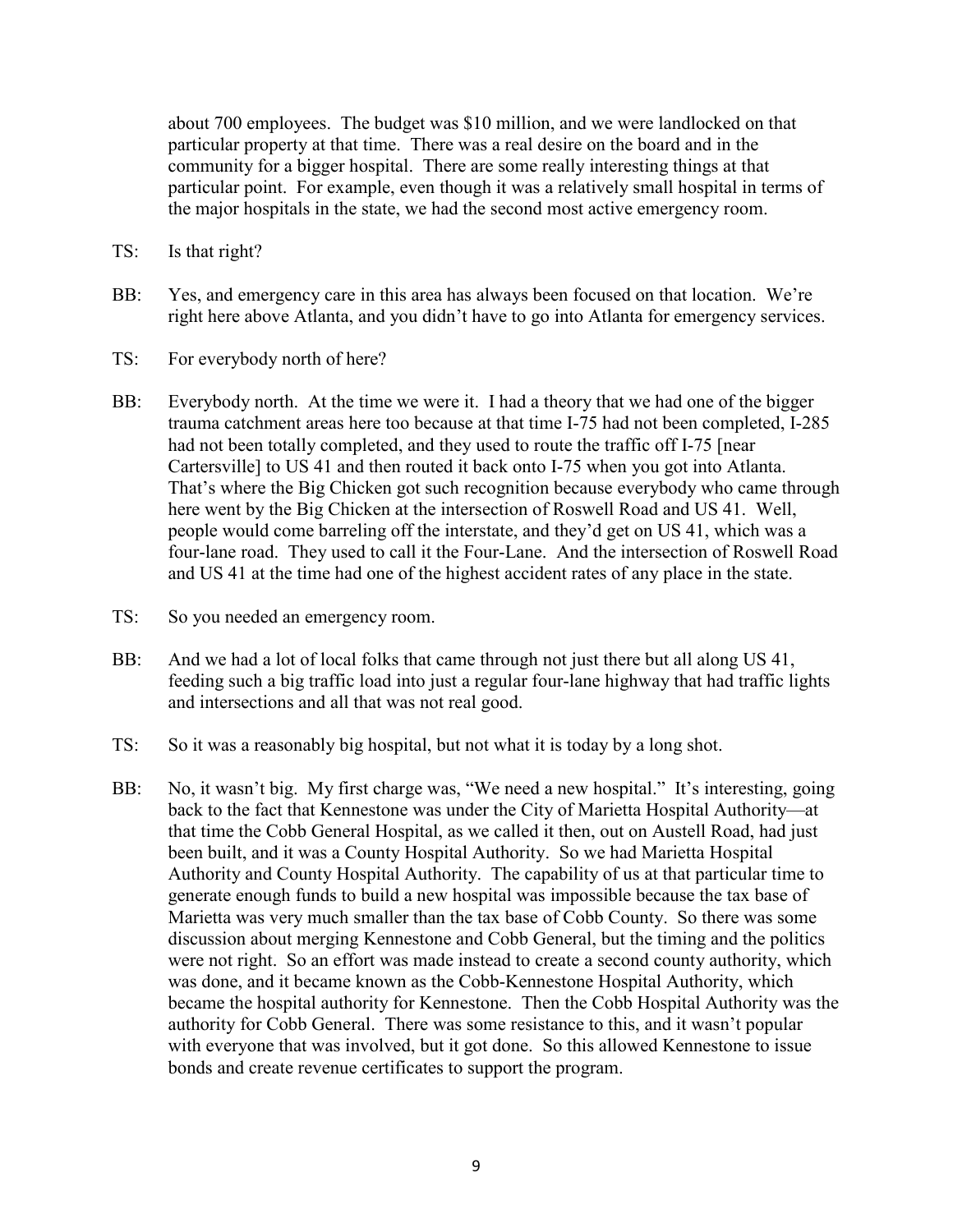about 700 employees. The budget was $10 million, and we were landlocked on that particular property at that time. There was a real desire on the board and in the community for a bigger hospital. There are some really interesting things at that particular point. For example, even though it was a relatively small hospital in terms of the major hospitals in the state, we had the second most active emergency room.

TS: Is that right?

BB: Yes, and emergency care in this area has always been focused on that location. We're right here above Atlanta, and you didn't have to go into Atlanta for emergency services.

TS: For everybody north of here?

BB: Everybody north. At the time we were it. I had a theory that we had one of the bigger trauma catchment areas here too because at that time I-75 had not been completed, I-285 had not been totally completed, and they used to route the traffic off I-75 [near Cartersville] to US 41 and then routed it back onto I-75 when you got into Atlanta. That's where the Big Chicken got such recognition because everybody who came through here went by the Big Chicken at the intersection of Roswell Road and US 41. Well, people would come barreling off the interstate, and they'd get on US 41, which was a four-lane road. They used to call it the Four-Lane. And the intersection of Roswell Road and US 41 at the time had one of the highest accident rates of any place in the state.

TS: So you needed an emergency room.

BB: And we had a lot of local folks that came through not just there but all along US 41, feeding such a big traffic load into just a regular four-lane highway that had traffic lights and intersections and all that was not real good.

TS: So it was a reasonably big hospital, but not what it is today by a long shot.

BB: No, it wasn't big. My first charge was, "We need a new hospital." It's interesting, going back to the fact that Kennestone was under the City of Marietta Hospital Authority—at that time the Cobb General Hospital, as we called it then, out on Austell Road, had just been built, and it was a County Hospital Authority. So we had Marietta Hospital Authority and County Hospital Authority. The capability of us at that particular time to generate enough funds to build a new hospital was impossible because the tax base of Marietta was very much smaller than the tax base of Cobb County. So there was some discussion about merging Kennestone and Cobb General, but the timing and the politics were not right. So an effort was made instead to create a second county authority, which was done, and it became known as the Cobb-Kennestone Hospital Authority, which became the hospital authority for Kennestone. Then the Cobb Hospital Authority was the authority for Cobb General. There was some resistance to this, and it wasn't popular with everyone that was involved, but it got done. So this allowed Kennestone to issue bonds and create revenue certificates to support the program.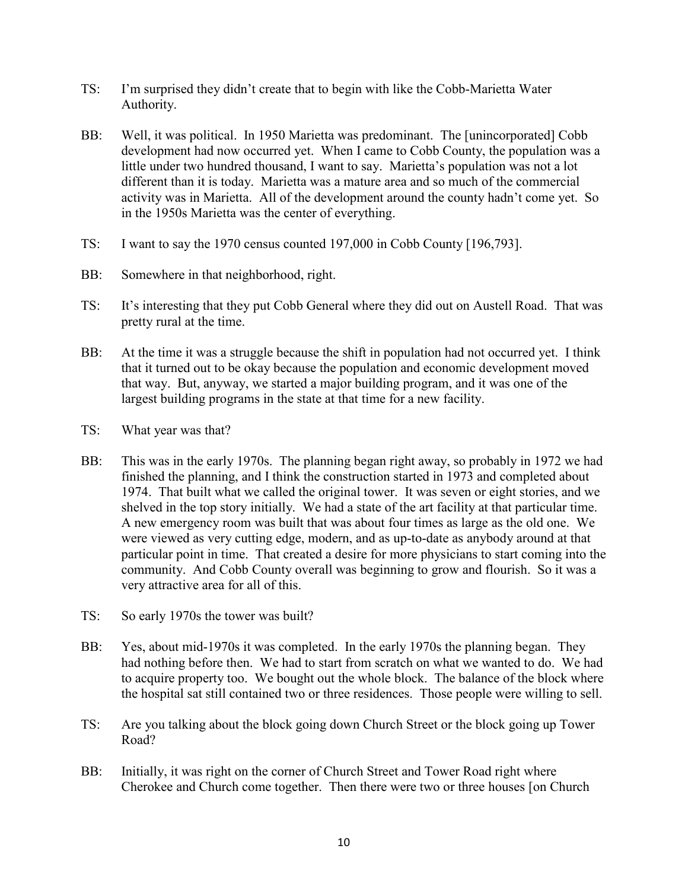TS: I'm surprised they didn't create that to begin with like the Cobb-Marietta Water Authority.

BB: Well, it was political. In 1950 Marietta was predominant. The [unincorporated] Cobb development had now occurred yet. When I came to Cobb County, the population was a little under two hundred thousand, I want to say. Marietta's population was not a lot different than it is today. Marietta was a mature area and so much of the commercial activity was in Marietta. All of the development around the county hadn't come yet. So in the 1950s Marietta was the center of everything.

TS: I want to say the 1970 census counted 197,000 in Cobb County [196,793].

BB: Somewhere in that neighborhood, right.

TS: It's interesting that they put Cobb General where they did out on Austell Road. That was pretty rural at the time.

BB: At the time it was a struggle because the shift in population had not occurred yet. I think that it turned out to be okay because the population and economic development moved that way. But, anyway, we started a major building program, and it was one of the largest building programs in the state at that time for a new facility.

TS: What year was that?

BB: This was in the early 1970s. The planning began right away, so probably in 1972 we had finished the planning, and I think the construction started in 1973 and completed about 1974. That built what we called the original tower. It was seven or eight stories, and we shelved in the top story initially. We had a state of the art facility at that particular time. A new emergency room was built that was about four times as large as the old one. We were viewed as very cutting edge, modern, and as up-to-date as anybody around at that particular point in time. That created a desire for more physicians to start coming into the community. And Cobb County overall was beginning to grow and flourish. So it was a very attractive area for all of this.

TS: So early 1970s the tower was built?

BB: Yes, about mid-1970s it was completed. In the early 1970s the planning began. They had nothing before then. We had to start from scratch on what we wanted to do. We had to acquire property too. We bought out the whole block. The balance of the block where the hospital sat still contained two or three residences. Those people were willing to sell.

TS: Are you talking about the block going down Church Street or the block going up Tower Road?

BB: Initially, it was right on the corner of Church Street and Tower Road right where Cherokee and Church come together. Then there were two or three houses [on Church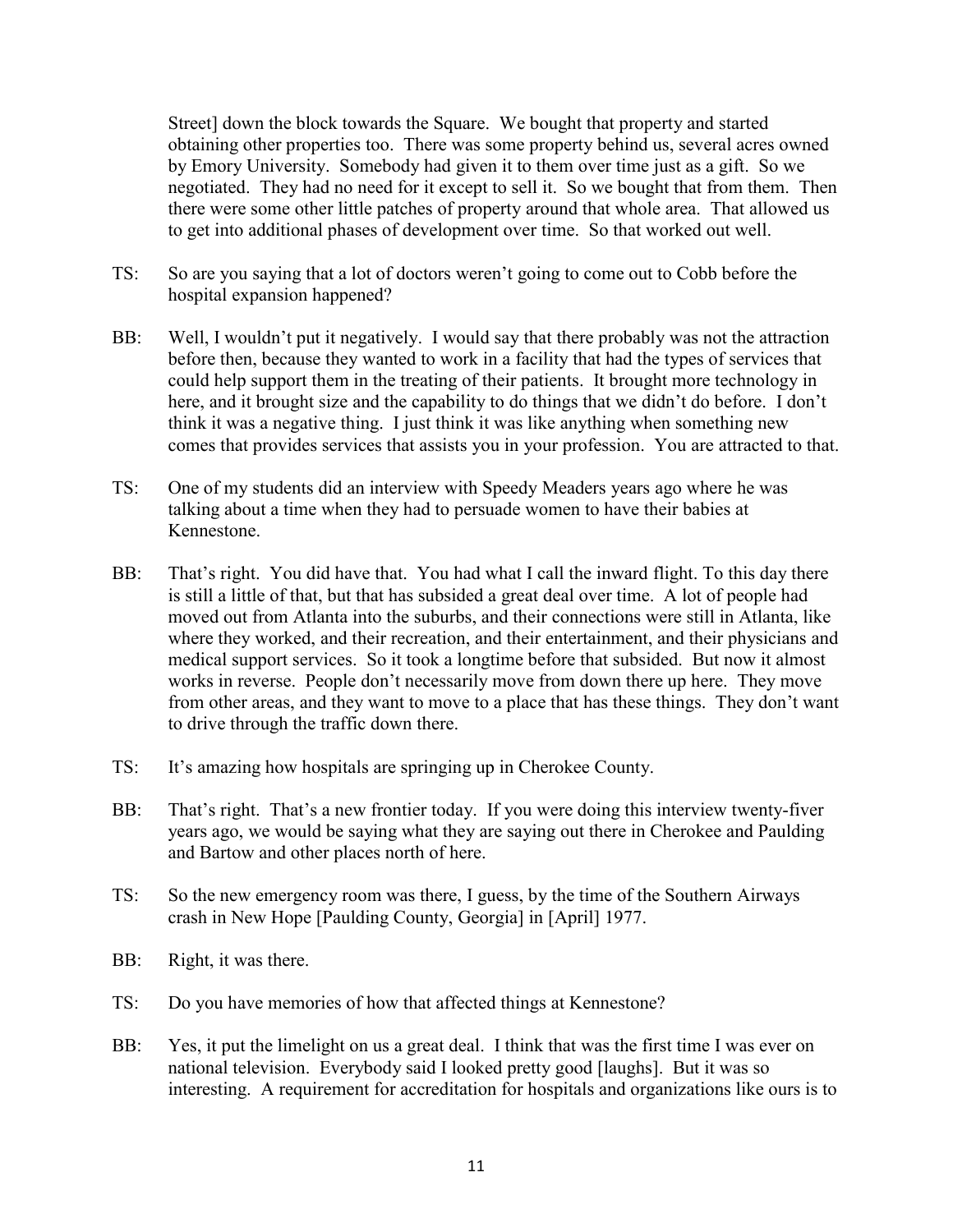Street] down the block towards the Square. We bought that property and started obtaining other properties too. There was some property behind us, several acres owned by Emory University. Somebody had given it to them over time just as a gift. So we negotiated. They had no need for it except to sell it. So we bought that from them. Then there were some other little patches of property around that whole area. That allowed us to get into additional phases of development over time. So that worked out well.

TS: So are you saying that a lot of doctors weren't going to come out to Cobb before the hospital expansion happened?

BB: Well, I wouldn't put it negatively. I would say that there probably was not the attraction before then, because they wanted to work in a facility that had the types of services that could help support them in the treating of their patients. It brought more technology in here, and it brought size and the capability to do things that we didn't do before. I don't think it was a negative thing. I just think it was like anything when something new comes that provides services that assists you in your profession. You are attracted to that.

TS: One of my students did an interview with Speedy Meaders years ago where he was talking about a time when they had to persuade women to have their babies at Kennestone.

BB: That's right. You did have that. You had what I call the inward flight. To this day there is still a little of that, but that has subsided a great deal over time. A lot of people had moved out from Atlanta into the suburbs, and their connections were still in Atlanta, like where they worked, and their recreation, and their entertainment, and their physicians and medical support services. So it took a longtime before that subsided. But now it almost works in reverse. People don't necessarily move from down there up here. They move from other areas, and they want to move to a place that has these things. They don't want to drive through the traffic down there.

TS: It's amazing how hospitals are springing up in Cherokee County.

BB: That's right. That's a new frontier today. If you were doing this interview twenty-fiver years ago, we would be saying what they are saying out there in Cherokee and Paulding and Bartow and other places north of here.

TS: So the new emergency room was there, I guess, by the time of the Southern Airways crash in New Hope [Paulding County, Georgia] in [April] 1977.

BB: Right, it was there.

TS: Do you have memories of how that affected things at Kennestone?

BB: Yes, it put the limelight on us a great deal. I think that was the first time I was ever on national television. Everybody said I looked pretty good [laughs]. But it was so interesting. A requirement for accreditation for hospitals and organizations like ours is to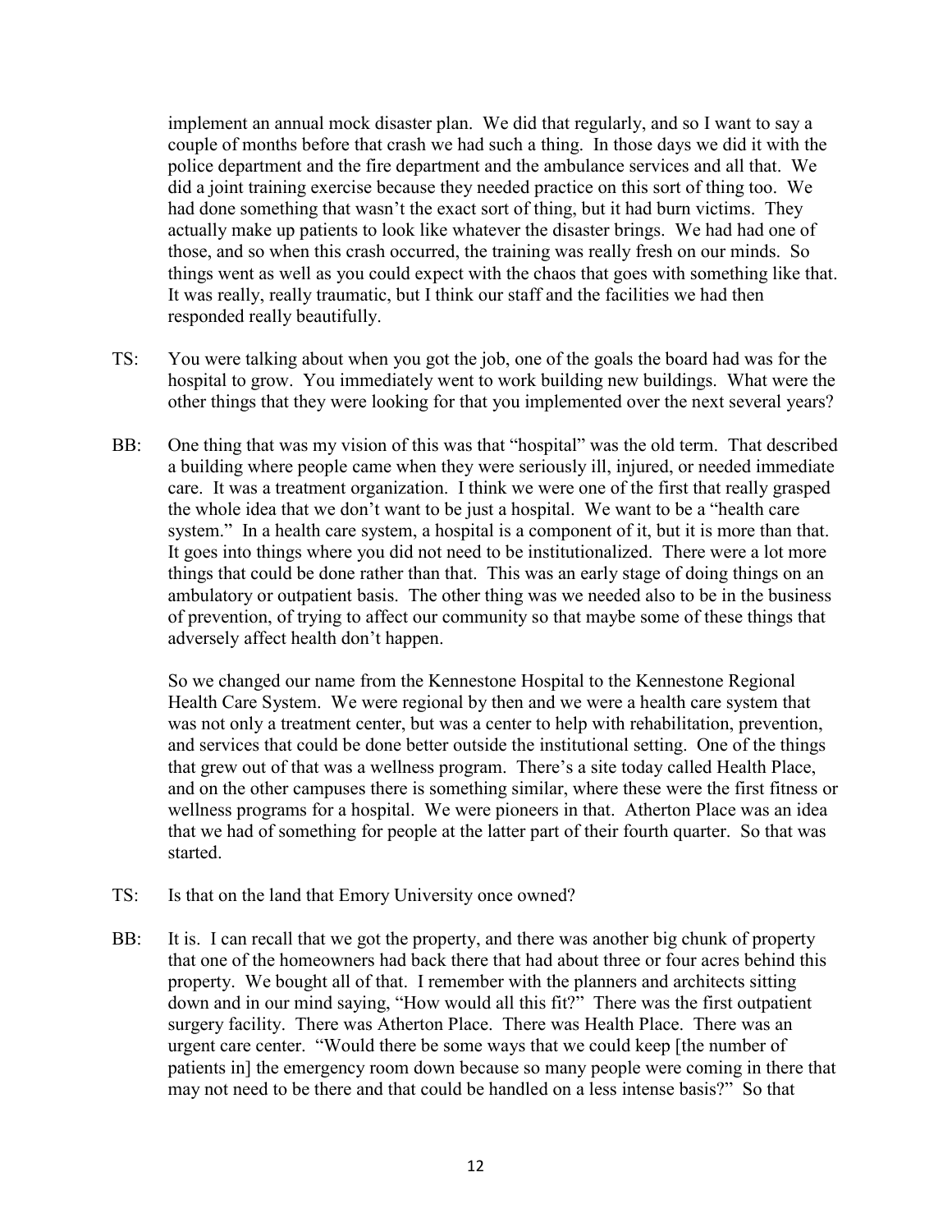implement an annual mock disaster plan. We did that regularly, and so I want to say a couple of months before that crash we had such a thing. In those days we did it with the police department and the fire department and the ambulance services and all that. We did a joint training exercise because they needed practice on this sort of thing too. We had done something that wasn't the exact sort of thing, but it had burn victims. They actually make up patients to look like whatever the disaster brings. We had had one of those, and so when this crash occurred, the training was really fresh on our minds. So things went as well as you could expect with the chaos that goes with something like that. It was really, really traumatic, but I think our staff and the facilities we had then responded really beautifully.

TS: You were talking about when you got the job, one of the goals the board had was for the hospital to grow. You immediately went to work building new buildings. What were the other things that they were looking for that you implemented over the next several years?

BB: One thing that was my vision of this was that "hospital" was the old term. That described a building where people came when they were seriously ill, injured, or needed immediate care. It was a treatment organization. I think we were one of the first that really grasped the whole idea that we don't want to be just a hospital. We want to be a "health care system." In a health care system, a hospital is a component of it, but it is more than that. It goes into things where you did not need to be institutionalized. There were a lot more things that could be done rather than that. This was an early stage of doing things on an ambulatory or outpatient basis. The other thing was we needed also to be in the business of prevention, of trying to affect our community so that maybe some of these things that adversely affect health don't happen.

So we changed our name from the Kennestone Hospital to the Kennestone Regional Health Care System. We were regional by then and we were a health care system that was not only a treatment center, but was a center to help with rehabilitation, prevention, and services that could be done better outside the institutional setting. One of the things that grew out of that was a wellness program. There's a site today called Health Place, and on the other campuses there is something similar, where these were the first fitness or wellness programs for a hospital. We were pioneers in that. Atherton Place was an idea that we had of something for people at the latter part of their fourth quarter. So that was started.

TS: Is that on the land that Emory University once owned?

BB: It is. I can recall that we got the property, and there was another big chunk of property that one of the homeowners had back there that had about three or four acres behind this property. We bought all of that. I remember with the planners and architects sitting down and in our mind saying, "How would all this fit?" There was the first outpatient surgery facility. There was Atherton Place. There was Health Place. There was an urgent care center. "Would there be some ways that we could keep [the number of patients in] the emergency room down because so many people were coming in there that may not need to be there and that could be handled on a less intense basis?" So that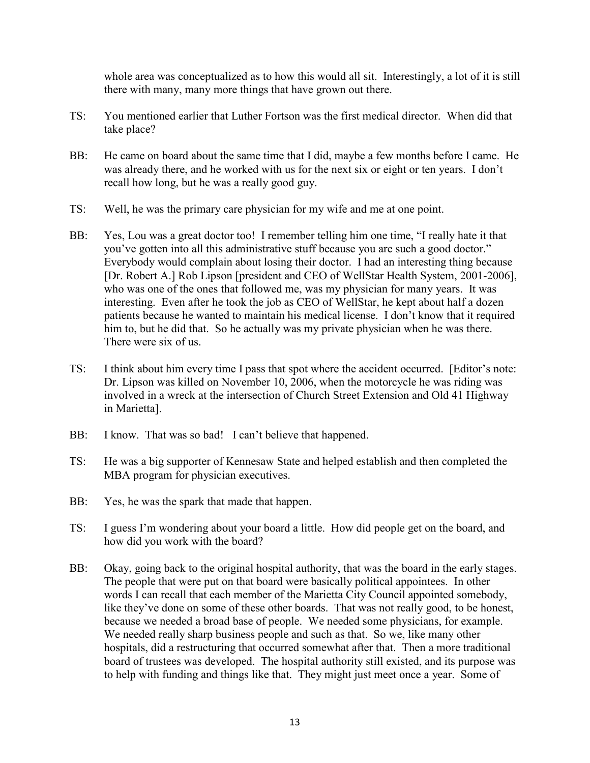whole area was conceptualized as to how this would all sit. Interestingly, a lot of it is still there with many, many more things that have grown out there.

TS: You mentioned earlier that Luther Fortson was the first medical director. When did that take place?

BB: He came on board about the same time that I did, maybe a few months before I came. He was already there, and he worked with us for the next six or eight or ten years. I don't recall how long, but he was a really good guy.

TS: Well, he was the primary care physician for my wife and me at one point.

BB: Yes, Lou was a great doctor too! I remember telling him one time, "I really hate it that you've gotten into all this administrative stuff because you are such a good doctor." Everybody would complain about losing their doctor. I had an interesting thing because [Dr. Robert A.] Rob Lipson [president and CEO of WellStar Health System, 2001-2006], who was one of the ones that followed me, was my physician for many years. It was interesting. Even after he took the job as CEO of WellStar, he kept about half a dozen patients because he wanted to maintain his medical license. I don't know that it required him to, but he did that. So he actually was my private physician when he was there. There were six of us.

TS: I think about him every time I pass that spot where the accident occurred. [Editor's note: Dr. Lipson was killed on November 10, 2006, when the motorcycle he was riding was involved in a wreck at the intersection of Church Street Extension and Old 41 Highway in Marietta].

BB: I know. That was so bad! I can't believe that happened.

TS: He was a big supporter of Kennesaw State and helped establish and then completed the MBA program for physician executives.

BB: Yes, he was the spark that made that happen.

TS: I guess I'm wondering about your board a little. How did people get on the board, and how did you work with the board?

BB: Okay, going back to the original hospital authority, that was the board in the early stages. The people that were put on that board were basically political appointees. In other words I can recall that each member of the Marietta City Council appointed somebody, like they've done on some of these other boards. That was not really good, to be honest, because we needed a broad base of people. We needed some physicians, for example. We needed really sharp business people and such as that. So we, like many other hospitals, did a restructuring that occurred somewhat after that. Then a more traditional board of trustees was developed. The hospital authority still existed, and its purpose was to help with funding and things like that. They might just meet once a year. Some of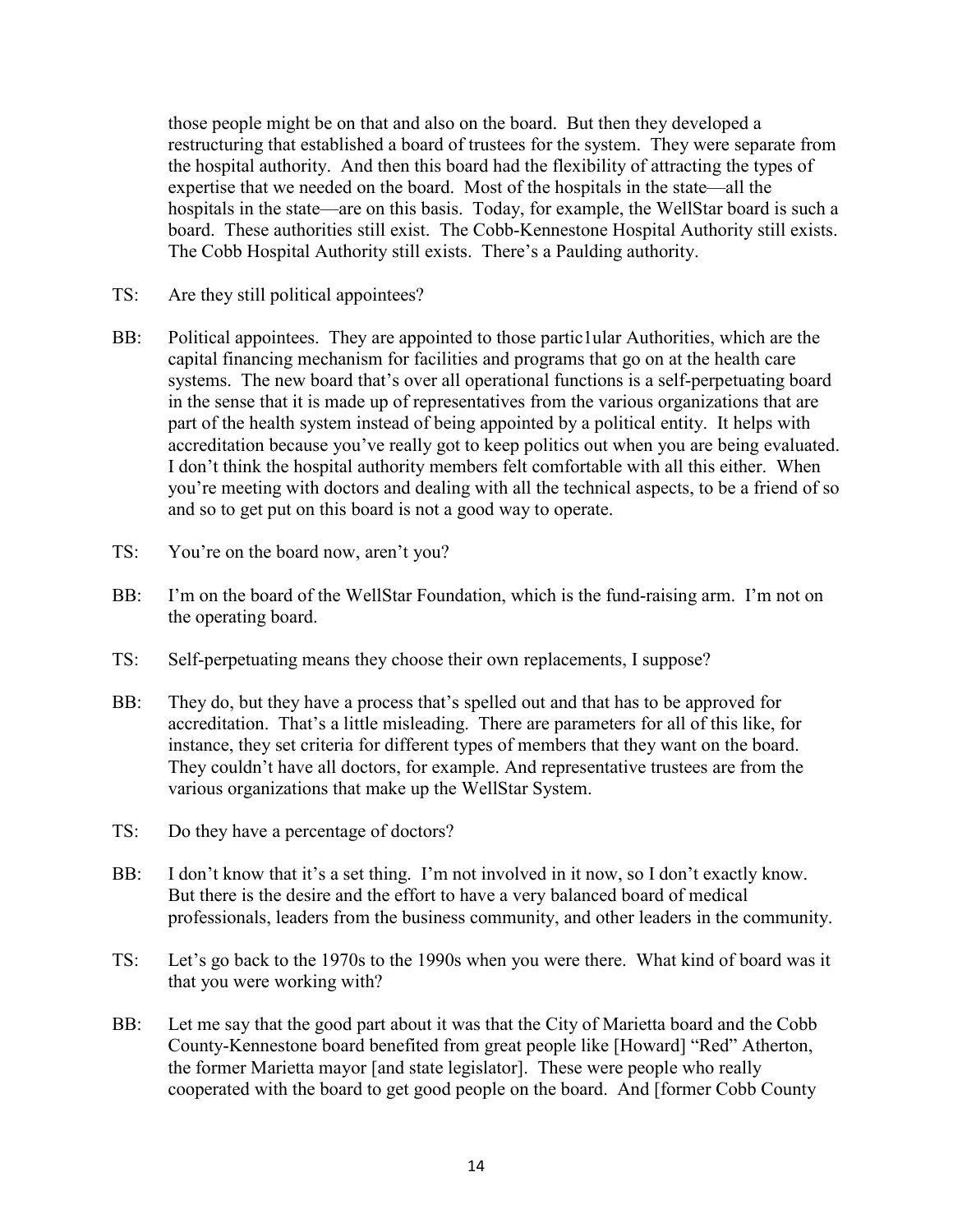those people might be on that and also on the board. But then they developed a restructuring that established a board of trustees for the system. They were separate from the hospital authority. And then this board had the flexibility of attracting the types of expertise that we needed on the board. Most of the hospitals in the state—all the hospitals in the state—are on this basis. Today, for example, the WellStar board is such a board. These authorities still exist. The Cobb-Kennestone Hospital Authority still exists. The Cobb Hospital Authority still exists. There's a Paulding authority.

TS: Are they still political appointees?

BB: Political appointees. They are appointed to those partic1ular Authorities, which are the capital financing mechanism for facilities and programs that go on at the health care systems. The new board that's over all operational functions is a self-perpetuating board in the sense that it is made up of representatives from the various organizations that are part of the health system instead of being appointed by a political entity. It helps with accreditation because you've really got to keep politics out when you are being evaluated. I don't think the hospital authority members felt comfortable with all this either. When you're meeting with doctors and dealing with all the technical aspects, to be a friend of so and so to get put on this board is not a good way to operate.

TS: You're on the board now, aren't you?

BB: I'm on the board of the WellStar Foundation, which is the fund-raising arm. I'm not on the operating board.

TS: Self-perpetuating means they choose their own replacements, I suppose?

BB: They do, but they have a process that's spelled out and that has to be approved for accreditation. That's a little misleading. There are parameters for all of this like, for instance, they set criteria for different types of members that they want on the board. They couldn't have all doctors, for example. And representative trustees are from the various organizations that make up the WellStar System.

TS: Do they have a percentage of doctors?

BB: I don't know that it's a set thing. I'm not involved in it now, so I don't exactly know. But there is the desire and the effort to have a very balanced board of medical professionals, leaders from the business community, and other leaders in the community.

TS: Let's go back to the 1970s to the 1990s when you were there. What kind of board was it that you were working with?

BB: Let me say that the good part about it was that the City of Marietta board and the Cobb County-Kennestone board benefited from great people like [Howard] "Red" Atherton, the former Marietta mayor [and state legislator]. These were people who really cooperated with the board to get good people on the board. And [former Cobb County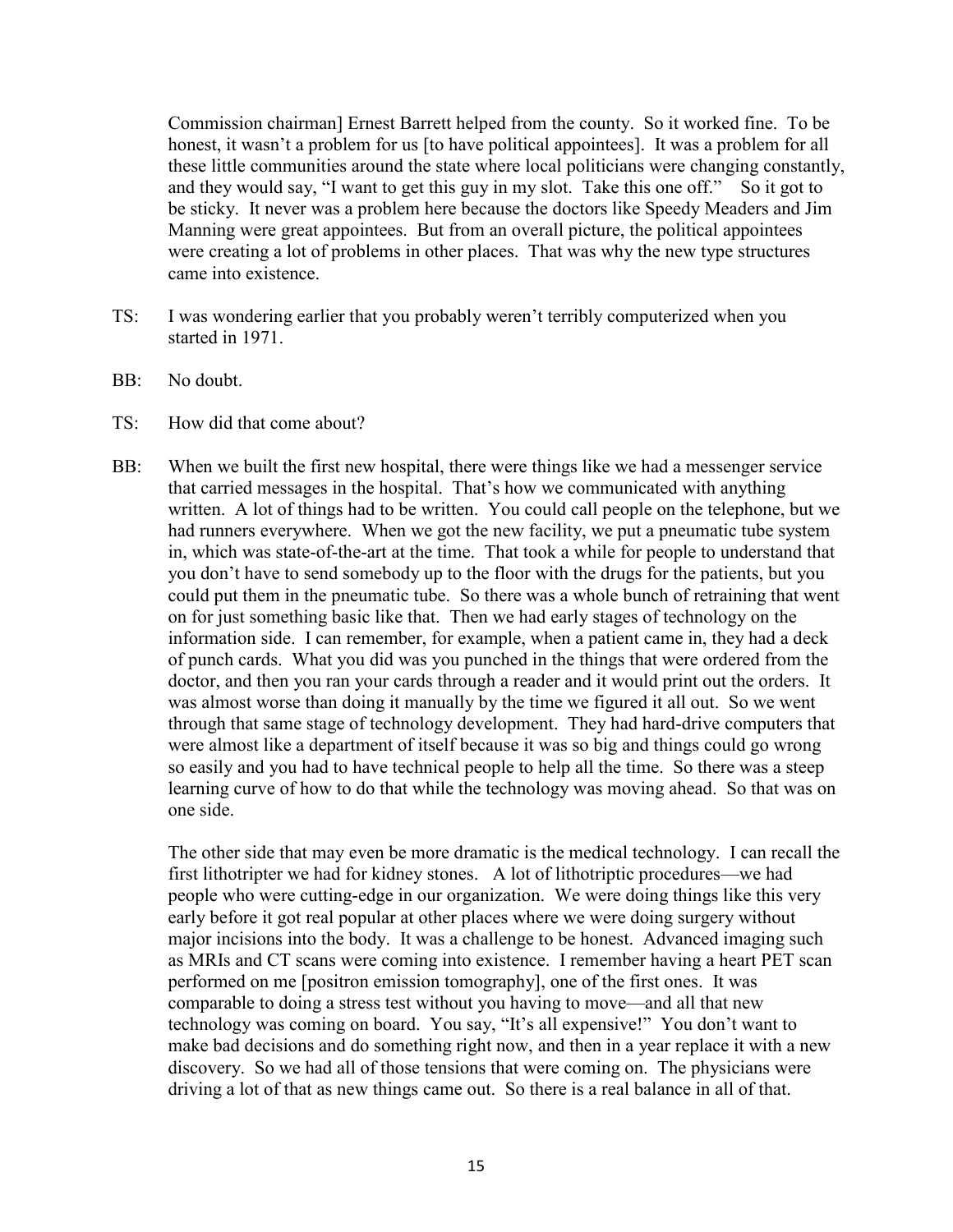Commission chairman] Ernest Barrett helped from the county. So it worked fine. To be honest, it wasn't a problem for us [to have political appointees]. It was a problem for all these little communities around the state where local politicians were changing constantly, and they would say, "I want to get this guy in my slot. Take this one off." So it got to be sticky. It never was a problem here because the doctors like Speedy Meaders and Jim Manning were great appointees. But from an overall picture, the political appointees were creating a lot of problems in other places. That was why the new type structures came into existence.

TS: I was wondering earlier that you probably weren't terribly computerized when you started in 1971.

BB: No doubt.

TS: How did that come about?

BB: When we built the first new hospital, there were things like we had a messenger service that carried messages in the hospital. That's how we communicated with anything written. A lot of things had to be written. You could call people on the telephone, but we had runners everywhere. When we got the new facility, we put a pneumatic tube system in, which was state-of-the-art at the time. That took a while for people to understand that you don't have to send somebody up to the floor with the drugs for the patients, but you could put them in the pneumatic tube. So there was a whole bunch of retraining that went on for just something basic like that. Then we had early stages of technology on the information side. I can remember, for example, when a patient came in, they had a deck of punch cards. What you did was you punched in the things that were ordered from the doctor, and then you ran your cards through a reader and it would print out the orders. It was almost worse than doing it manually by the time we figured it all out. So we went through that same stage of technology development. They had hard-drive computers that were almost like a department of itself because it was so big and things could go wrong so easily and you had to have technical people to help all the time. So there was a steep learning curve of how to do that while the technology was moving ahead. So that was on one side.

The other side that may even be more dramatic is the medical technology. I can recall the first lithotripter we had for kidney stones. A lot of lithotriptic procedures—we had people who were cutting-edge in our organization. We were doing things like this very early before it got real popular at other places where we were doing surgery without major incisions into the body. It was a challenge to be honest. Advanced imaging such as MRIs and CT scans were coming into existence. I remember having a heart PET scan performed on me [positron emission tomography], one of the first ones. It was comparable to doing a stress test without you having to move—and all that new technology was coming on board. You say, "It's all expensive!" You don't want to make bad decisions and do something right now, and then in a year replace it with a new discovery. So we had all of those tensions that were coming on. The physicians were driving a lot of that as new things came out. So there is a real balance in all of that.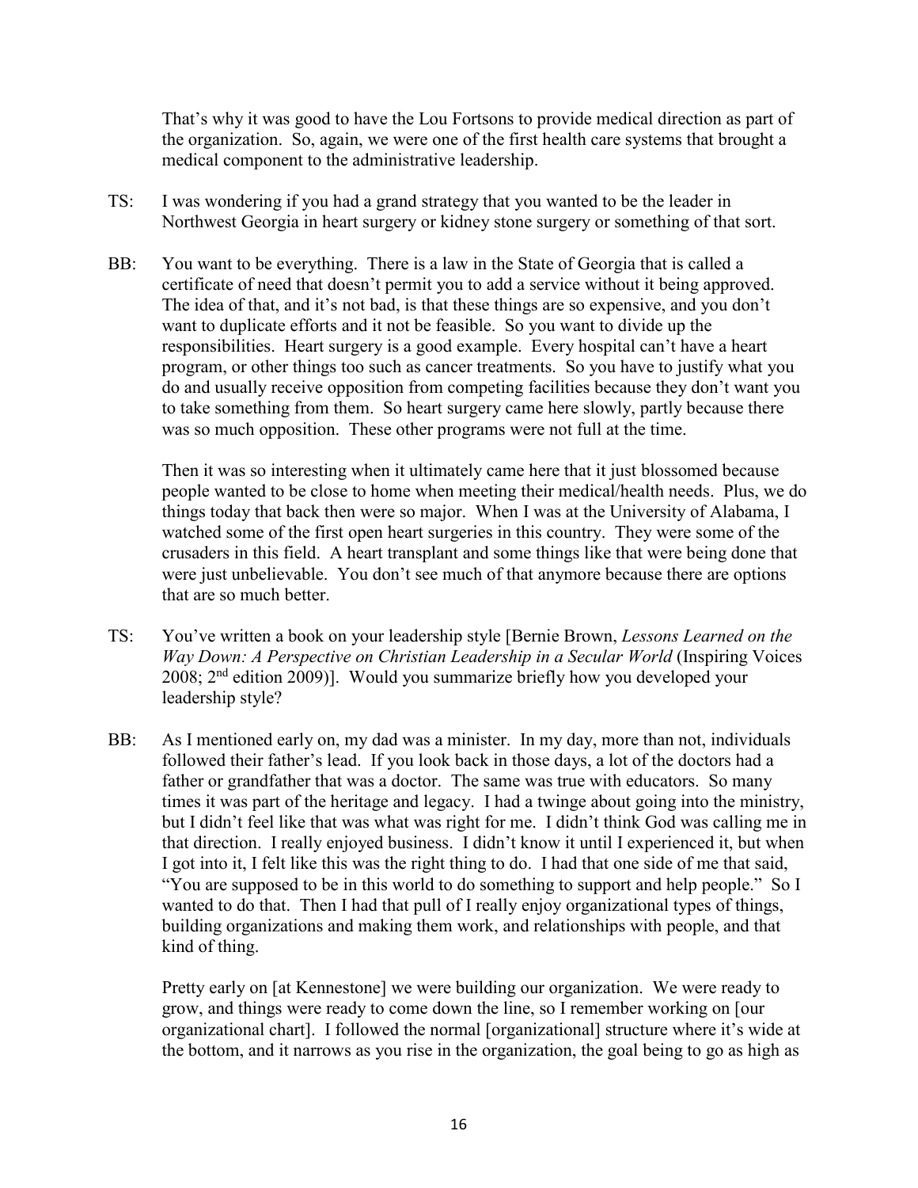That's why it was good to have the Lou Fortsons to provide medical direction as part of the organization. So, again, we were one of the first health care systems that brought a medical component to the administrative leadership.

TS: I was wondering if you had a grand strategy that you wanted to be the leader in Northwest Georgia in heart surgery or kidney stone surgery or something of that sort.

BB: You want to be everything. There is a law in the State of Georgia that is called a certificate of need that doesn't permit you to add a service without it being approved. The idea of that, and it's not bad, is that these things are so expensive, and you don't want to duplicate efforts and it not be feasible. So you want to divide up the responsibilities. Heart surgery is a good example. Every hospital can't have a heart program, or other things too such as cancer treatments. So you have to justify what you do and usually receive opposition from competing facilities because they don't want you to take something from them. So heart surgery came here slowly, partly because there was so much opposition. These other programs were not full at the time.

Then it was so interesting when it ultimately came here that it just blossomed because people wanted to be close to home when meeting their medical/health needs. Plus, we do things today that back then were so major. When I was at the University of Alabama, I watched some of the first open heart surgeries in this country. They were some of the crusaders in this field. A heart transplant and some things like that were being done that were just unbelievable. You don't see much of that anymore because there are options that are so much better.

TS: You've written a book on your leadership style [Bernie Brown, *Lessons Learned on the Way Down: A Perspective on Christian Leadership in a Secular World* (Inspiring Voices 2008; 2nd edition 2009)]. Would you summarize briefly how you developed your leadership style?

BB: As I mentioned early on, my dad was a minister. In my day, more than not, individuals followed their father's lead. If you look back in those days, a lot of the doctors had a father or grandfather that was a doctor. The same was true with educators. So many times it was part of the heritage and legacy. I had a twinge about going into the ministry, but I didn't feel like that was what was right for me. I didn't think God was calling me in that direction. I really enjoyed business. I didn't know it until I experienced it, but when I got into it, I felt like this was the right thing to do. I had that one side of me that said, "You are supposed to be in this world to do something to support and help people." So I wanted to do that. Then I had that pull of I really enjoy organizational types of things, building organizations and making them work, and relationships with people, and that kind of thing.

Pretty early on [at Kennestone] we were building our organization. We were ready to grow, and things were ready to come down the line, so I remember working on [our organizational chart]. I followed the normal [organizational] structure where it's wide at the bottom, and it narrows as you rise in the organization, the goal being to go as high as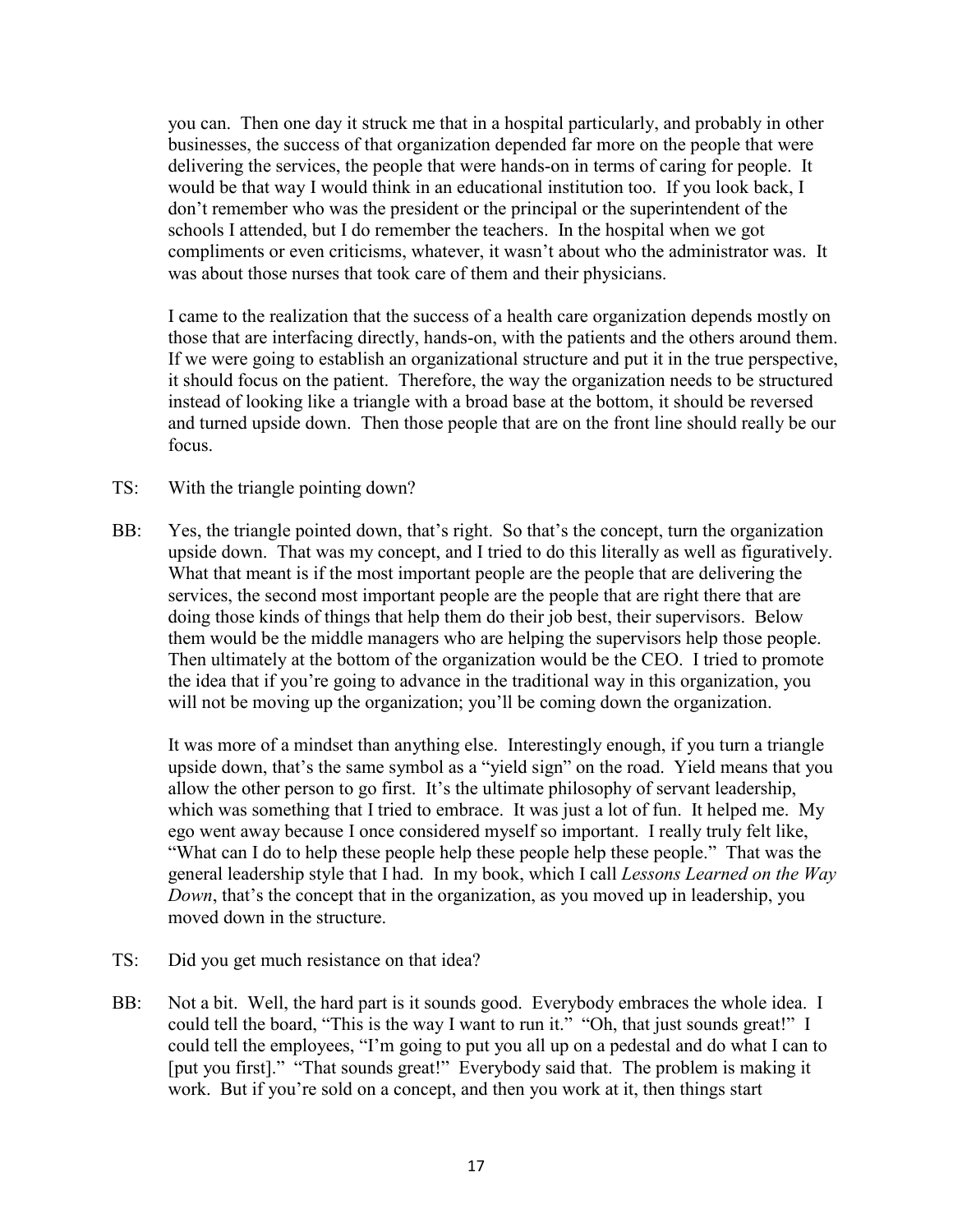you can. Then one day it struck me that in a hospital particularly, and probably in other businesses, the success of that organization depended far more on the people that were delivering the services, the people that were hands-on in terms of caring for people. It would be that way I would think in an educational institution too. If you look back, I don't remember who was the president or the principal or the superintendent of the schools I attended, but I do remember the teachers. In the hospital when we got compliments or even criticisms, whatever, it wasn't about who the administrator was. It was about those nurses that took care of them and their physicians.

I came to the realization that the success of a health care organization depends mostly on those that are interfacing directly, hands-on, with the patients and the others around them. If we were going to establish an organizational structure and put it in the true perspective, it should focus on the patient. Therefore, the way the organization needs to be structured instead of looking like a triangle with a broad base at the bottom, it should be reversed and turned upside down. Then those people that are on the front line should really be our focus.

TS: With the triangle pointing down?

BB: Yes, the triangle pointed down, that's right. So that's the concept, turn the organization upside down. That was my concept, and I tried to do this literally as well as figuratively. What that meant is if the most important people are the people that are delivering the services, the second most important people are the people that are right there that are doing those kinds of things that help them do their job best, their supervisors. Below them would be the middle managers who are helping the supervisors help those people. Then ultimately at the bottom of the organization would be the CEO. I tried to promote the idea that if you're going to advance in the traditional way in this organization, you will not be moving up the organization; you'll be coming down the organization.

It was more of a mindset than anything else. Interestingly enough, if you turn a triangle upside down, that's the same symbol as a "yield sign" on the road. Yield means that you allow the other person to go first. It's the ultimate philosophy of servant leadership, which was something that I tried to embrace. It was just a lot of fun. It helped me. My ego went away because I once considered myself so important. I really truly felt like, "What can I do to help these people help these people help these people." That was the general leadership style that I had. In my book, which I call *Lessons Learned on the Way Down*, that's the concept that in the organization, as you moved up in leadership, you moved down in the structure.

TS: Did you get much resistance on that idea?

BB: Not a bit. Well, the hard part is it sounds good. Everybody embraces the whole idea. I could tell the board, "This is the way I want to run it." "Oh, that just sounds great!" I could tell the employees, "I'm going to put you all up on a pedestal and do what I can to [put you first]." "That sounds great!" Everybody said that. The problem is making it work. But if you're sold on a concept, and then you work at it, then things start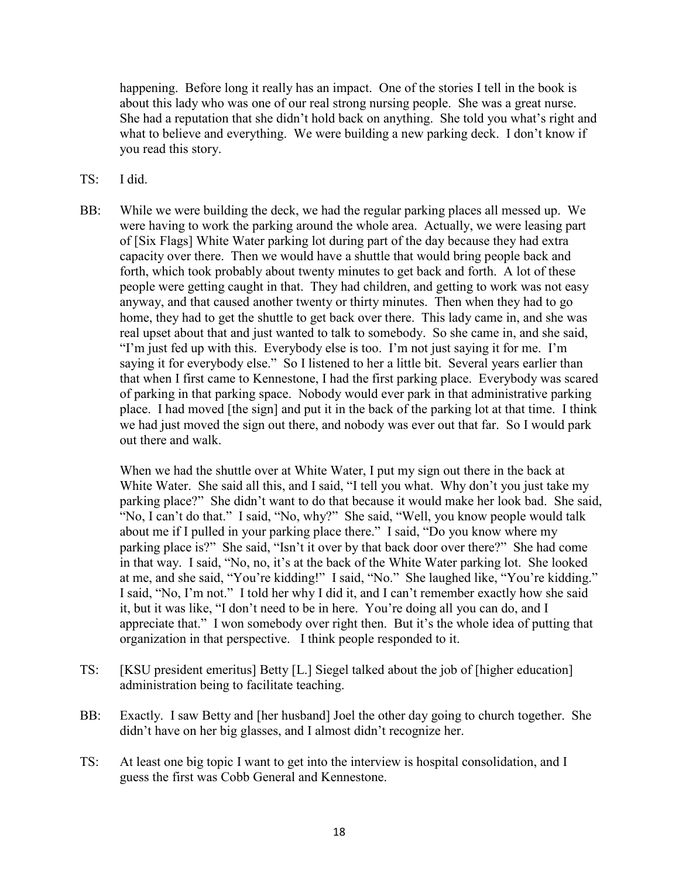happening. Before long it really has an impact. One of the stories I tell in the book is about this lady who was one of our real strong nursing people. She was a great nurse. She had a reputation that she didn't hold back on anything. She told you what's right and what to believe and everything. We were building a new parking deck. I don't know if you read this story.

TS: I did.

BB: While we were building the deck, we had the regular parking places all messed up. We were having to work the parking around the whole area. Actually, we were leasing part of [Six Flags] White Water parking lot during part of the day because they had extra capacity over there. Then we would have a shuttle that would bring people back and forth, which took probably about twenty minutes to get back and forth. A lot of these people were getting caught in that. They had children, and getting to work was not easy anyway, and that caused another twenty or thirty minutes. Then when they had to go home, they had to get the shuttle to get back over there. This lady came in, and she was real upset about that and just wanted to talk to somebody. So she came in, and she said, "I'm just fed up with this. Everybody else is too. I'm not just saying it for me. I'm saying it for everybody else." So I listened to her a little bit. Several years earlier than that when I first came to Kennestone, I had the first parking place. Everybody was scared of parking in that parking space. Nobody would ever park in that administrative parking place. I had moved [the sign] and put it in the back of the parking lot at that time. I think we had just moved the sign out there, and nobody was ever out that far. So I would park out there and walk.

When we had the shuttle over at White Water, I put my sign out there in the back at White Water. She said all this, and I said, "I tell you what. Why don't you just take my parking place?" She didn't want to do that because it would make her look bad. She said, "No, I can't do that." I said, "No, why?" She said, "Well, you know people would talk about me if I pulled in your parking place there." I said, "Do you know where my parking place is?" She said, "Isn't it over by that back door over there?" She had come in that way. I said, "No, no, it's at the back of the White Water parking lot. She looked at me, and she said, "You're kidding!" I said, "No." She laughed like, "You're kidding." I said, "No, I'm not." I told her why I did it, and I can't remember exactly how she said it, but it was like, "I don't need to be in here. You're doing all you can do, and I appreciate that." I won somebody over right then. But it's the whole idea of putting that organization in that perspective. I think people responded to it.

TS: [KSU president emeritus] Betty [L.] Siegel talked about the job of [higher education] administration being to facilitate teaching.

BB: Exactly. I saw Betty and [her husband] Joel the other day going to church together. She didn't have on her big glasses, and I almost didn't recognize her.

TS: At least one big topic I want to get into the interview is hospital consolidation, and I guess the first was Cobb General and Kennestone.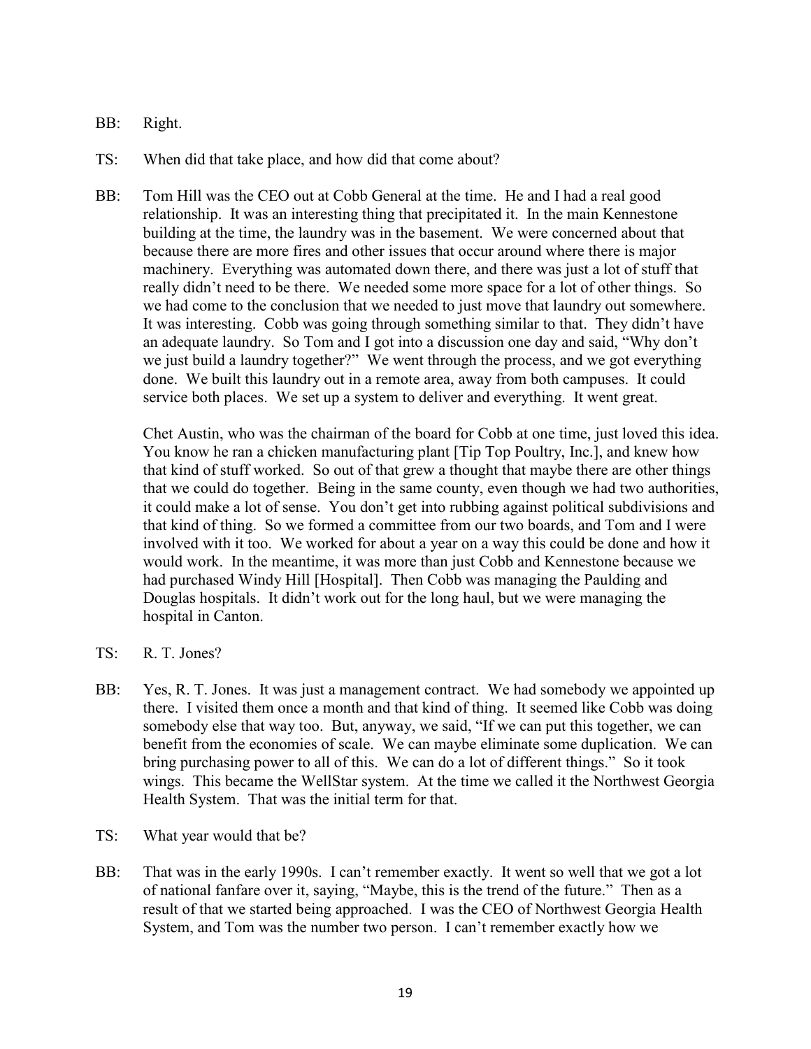BB: Right.

TS: When did that take place, and how did that come about?

BB: Tom Hill was the CEO out at Cobb General at the time. He and I had a real good relationship. It was an interesting thing that precipitated it. In the main Kennestone building at the time, the laundry was in the basement. We were concerned about that because there are more fires and other issues that occur around where there is major machinery. Everything was automated down there, and there was just a lot of stuff that really didn't need to be there. We needed some more space for a lot of other things. So we had come to the conclusion that we needed to just move that laundry out somewhere. It was interesting. Cobb was going through something similar to that. They didn't have an adequate laundry. So Tom and I got into a discussion one day and said, "Why don't we just build a laundry together?" We went through the process, and we got everything done. We built this laundry out in a remote area, away from both campuses. It could service both places. We set up a system to deliver and everything. It went great.

Chet Austin, who was the chairman of the board for Cobb at one time, just loved this idea. You know he ran a chicken manufacturing plant [Tip Top Poultry, Inc.], and knew how that kind of stuff worked. So out of that grew a thought that maybe there are other things that we could do together. Being in the same county, even though we had two authorities, it could make a lot of sense. You don't get into rubbing against political subdivisions and that kind of thing. So we formed a committee from our two boards, and Tom and I were involved with it too. We worked for about a year on a way this could be done and how it would work. In the meantime, it was more than just Cobb and Kennestone because we had purchased Windy Hill [Hospital]. Then Cobb was managing the Paulding and Douglas hospitals. It didn't work out for the long haul, but we were managing the hospital in Canton.

TS: R. T. Jones?

BB: Yes, R. T. Jones. It was just a management contract. We had somebody we appointed up there. I visited them once a month and that kind of thing. It seemed like Cobb was doing somebody else that way too. But, anyway, we said, "If we can put this together, we can benefit from the economies of scale. We can maybe eliminate some duplication. We can bring purchasing power to all of this. We can do a lot of different things." So it took wings. This became the WellStar system. At the time we called it the Northwest Georgia Health System. That was the initial term for that.

TS: What year would that be?

BB: That was in the early 1990s. I can't remember exactly. It went so well that we got a lot of national fanfare over it, saying, "Maybe, this is the trend of the future." Then as a result of that we started being approached. I was the CEO of Northwest Georgia Health System, and Tom was the number two person. I can't remember exactly how we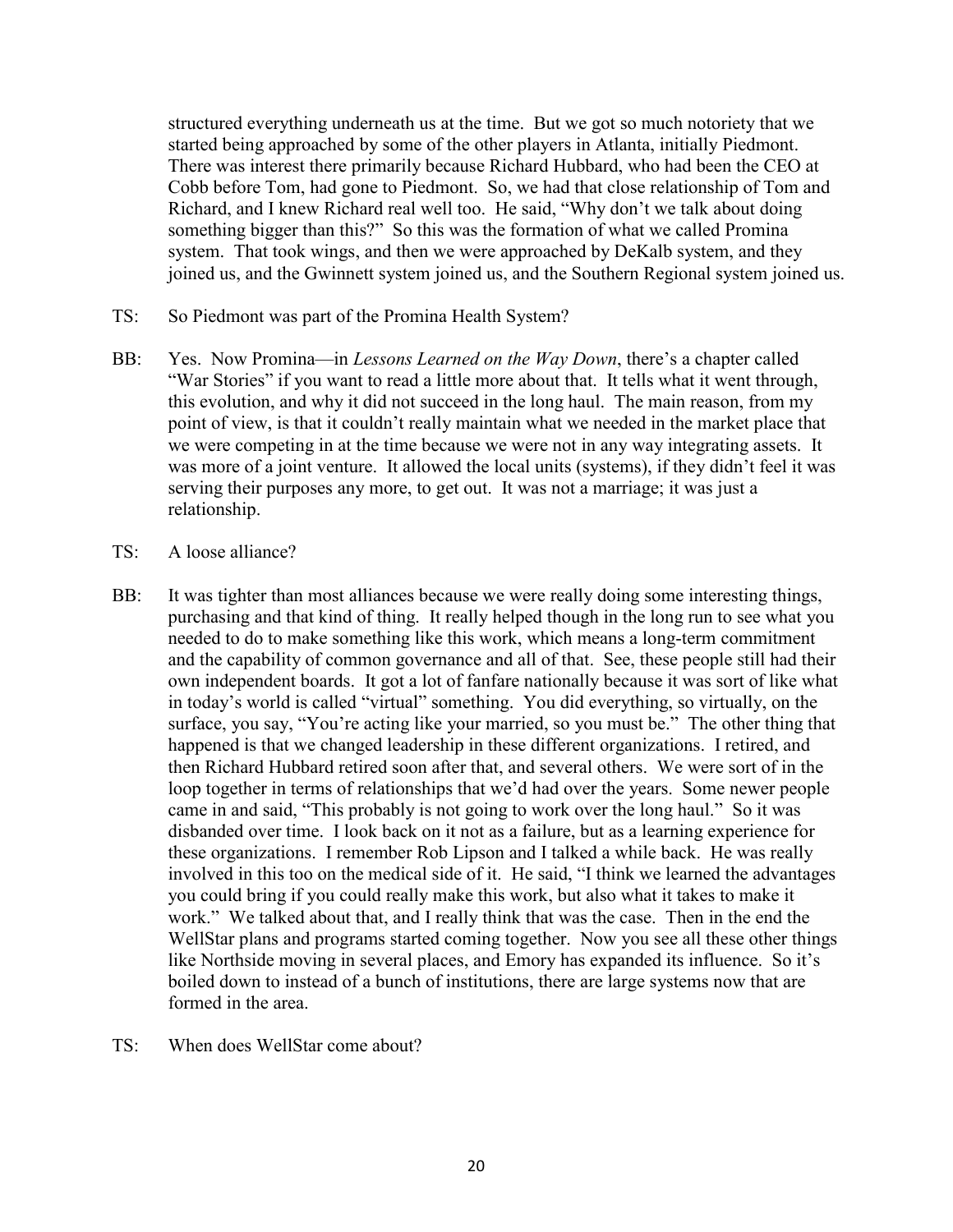structured everything underneath us at the time. But we got so much notoriety that we started being approached by some of the other players in Atlanta, initially Piedmont. There was interest there primarily because Richard Hubbard, who had been the CEO at Cobb before Tom, had gone to Piedmont. So, we had that close relationship of Tom and Richard, and I knew Richard real well too. He said, "Why don't we talk about doing something bigger than this?" So this was the formation of what we called Promina system. That took wings, and then we were approached by DeKalb system, and they joined us, and the Gwinnett system joined us, and the Southern Regional system joined us.

TS: So Piedmont was part of the Promina Health System?

BB: Yes. Now Promina—in *Lessons Learned on the Way Down*, there's a chapter called "War Stories" if you want to read a little more about that. It tells what it went through, this evolution, and why it did not succeed in the long haul. The main reason, from my point of view, is that it couldn't really maintain what we needed in the market place that we were competing in at the time because we were not in any way integrating assets. It was more of a joint venture. It allowed the local units (systems), if they didn't feel it was serving their purposes any more, to get out. It was not a marriage; it was just a relationship.

TS: A loose alliance?

BB: It was tighter than most alliances because we were really doing some interesting things, purchasing and that kind of thing. It really helped though in the long run to see what you needed to do to make something like this work, which means a long-term commitment and the capability of common governance and all of that. See, these people still had their own independent boards. It got a lot of fanfare nationally because it was sort of like what in today's world is called "virtual" something. You did everything, so virtually, on the surface, you say, "You're acting like your married, so you must be." The other thing that happened is that we changed leadership in these different organizations. I retired, and then Richard Hubbard retired soon after that, and several others. We were sort of in the loop together in terms of relationships that we'd had over the years. Some newer people came in and said, "This probably is not going to work over the long haul." So it was disbanded over time. I look back on it not as a failure, but as a learning experience for these organizations. I remember Rob Lipson and I talked a while back. He was really involved in this too on the medical side of it. He said, "I think we learned the advantages you could bring if you could really make this work, but also what it takes to make it work." We talked about that, and I really think that was the case. Then in the end the WellStar plans and programs started coming together. Now you see all these other things like Northside moving in several places, and Emory has expanded its influence. So it's boiled down to instead of a bunch of institutions, there are large systems now that are formed in the area.

TS: When does WellStar come about?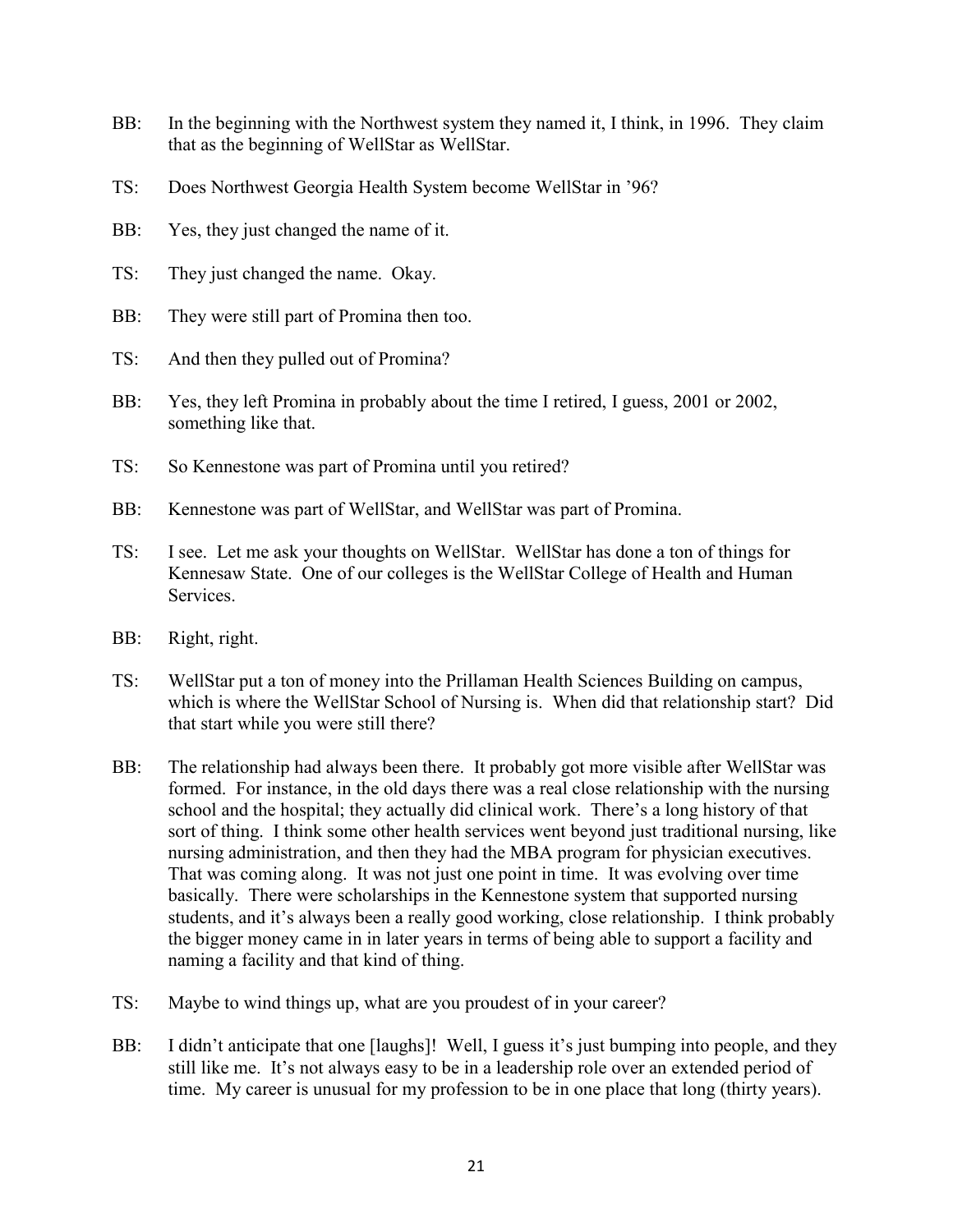BB: In the beginning with the Northwest system they named it, I think, in 1996. They claim that as the beginning of WellStar as WellStar.

TS: Does Northwest Georgia Health System become WellStar in '96?

BB: Yes, they just changed the name of it.

TS: They just changed the name. Okay.

BB: They were still part of Promina then too.

TS: And then they pulled out of Promina?

BB: Yes, they left Promina in probably about the time I retired, I guess, 2001 or 2002, something like that.

TS: So Kennestone was part of Promina until you retired?

BB: Kennestone was part of WellStar, and WellStar was part of Promina.

TS: I see. Let me ask your thoughts on WellStar. WellStar has done a ton of things for Kennesaw State. One of our colleges is the WellStar College of Health and Human Services.

BB: Right, right.

TS: WellStar put a ton of money into the Prillaman Health Sciences Building on campus, which is where the WellStar School of Nursing is. When did that relationship start? Did that start while you were still there?

BB: The relationship had always been there. It probably got more visible after WellStar was formed. For instance, in the old days there was a real close relationship with the nursing school and the hospital; they actually did clinical work. There's a long history of that sort of thing. I think some other health services went beyond just traditional nursing, like nursing administration, and then they had the MBA program for physician executives. That was coming along. It was not just one point in time. It was evolving over time basically. There were scholarships in the Kennestone system that supported nursing students, and it's always been a really good working, close relationship. I think probably the bigger money came in in later years in terms of being able to support a facility and naming a facility and that kind of thing.

TS: Maybe to wind things up, what are you proudest of in your career?

BB: I didn't anticipate that one [laughs]! Well, I guess it's just bumping into people, and they still like me. It's not always easy to be in a leadership role over an extended period of time. My career is unusual for my profession to be in one place that long (thirty years).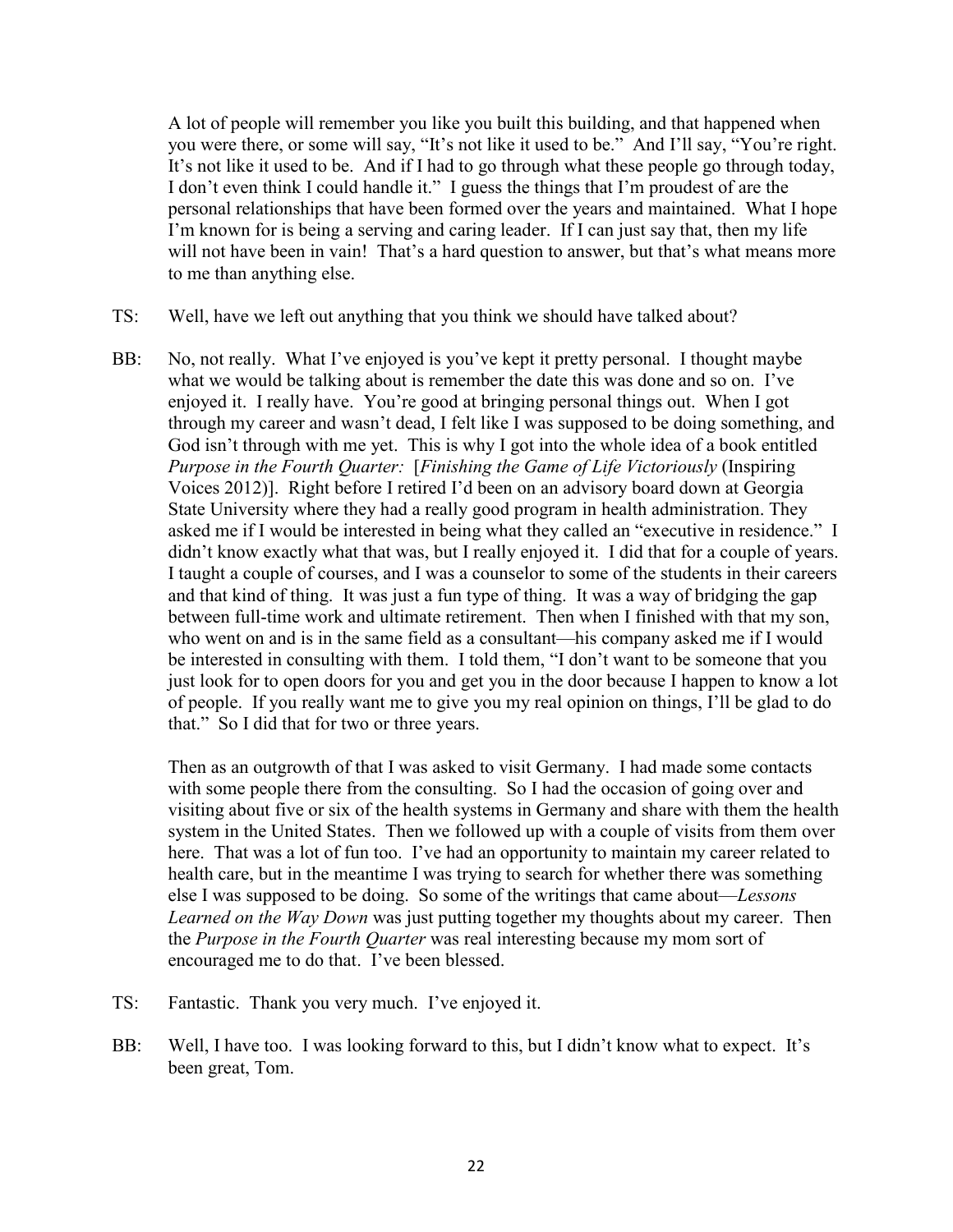A lot of people will remember you like you built this building, and that happened when you were there, or some will say, "It's not like it used to be." And I'll say, "You're right. It's not like it used to be. And if I had to go through what these people go through today, I don't even think I could handle it." I guess the things that I'm proudest of are the personal relationships that have been formed over the years and maintained. What I hope I'm known for is being a serving and caring leader. If I can just say that, then my life will not have been in vain! That's a hard question to answer, but that's what means more to me than anything else.

TS: Well, have we left out anything that you think we should have talked about?

BB: No, not really. What I've enjoyed is you've kept it pretty personal. I thought maybe what we would be talking about is remember the date this was done and so on. I've enjoyed it. I really have. You're good at bringing personal things out. When I got through my career and wasn't dead, I felt like I was supposed to be doing something, and God isn't through with me yet. This is why I got into the whole idea of a book entitled *Purpose in the Fourth Quarter:* [*Finishing the Game of Life Victoriously* (Inspiring Voices 2012)]. Right before I retired I'd been on an advisory board down at Georgia State University where they had a really good program in health administration. They asked me if I would be interested in being what they called an "executive in residence." I didn't know exactly what that was, but I really enjoyed it. I did that for a couple of years. I taught a couple of courses, and I was a counselor to some of the students in their careers and that kind of thing. It was just a fun type of thing. It was a way of bridging the gap between full-time work and ultimate retirement. Then when I finished with that my son, who went on and is in the same field as a consultant—his company asked me if I would be interested in consulting with them. I told them, "I don't want to be someone that you just look for to open doors for you and get you in the door because I happen to know a lot of people. If you really want me to give you my real opinion on things, I'll be glad to do that." So I did that for two or three years.

Then as an outgrowth of that I was asked to visit Germany. I had made some contacts with some people there from the consulting. So I had the occasion of going over and visiting about five or six of the health systems in Germany and share with them the health system in the United States. Then we followed up with a couple of visits from them over here. That was a lot of fun too. I've had an opportunity to maintain my career related to health care, but in the meantime I was trying to search for whether there was something else I was supposed to be doing. So some of the writings that came about—*Lessons Learned on the Way Down* was just putting together my thoughts about my career. Then the *Purpose in the Fourth Quarter* was real interesting because my mom sort of encouraged me to do that. I've been blessed.

TS: Fantastic. Thank you very much. I've enjoyed it.

BB: Well, I have too. I was looking forward to this, but I didn't know what to expect. It's been great, Tom.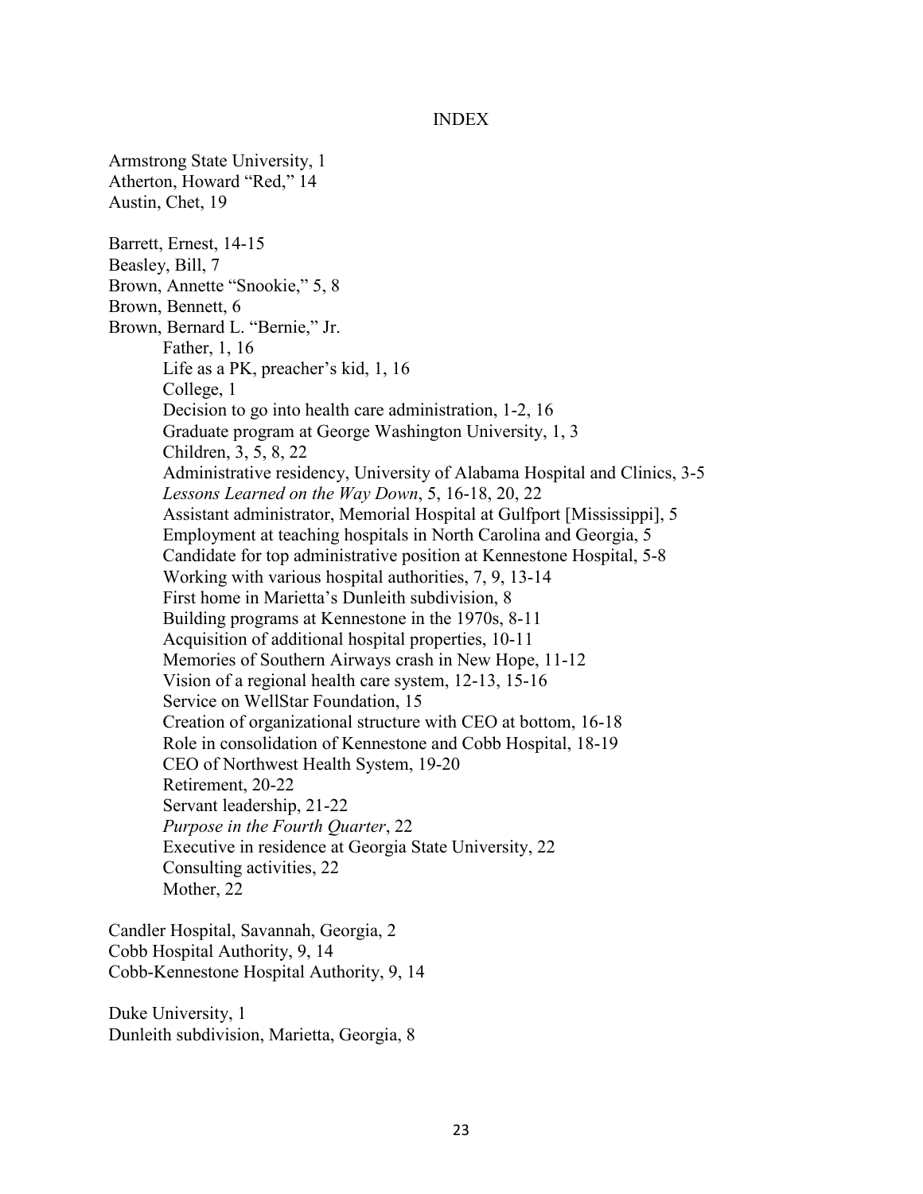# INDEX

Armstrong State University, 1
Atherton, Howard "Red," 14
Austin, Chet, 19

Barrett, Ernest, 14-15
Beasley, Bill, 7
Brown, Annette "Snookie," 5, 8
Brown, Bennett, 6
Brown, Bernard L. "Bernie," Jr.

- Father, 1, 16
- Life as a PK, preacher's kid, 1, 16
- College, 1
- Decision to go into health care administration, 1-2, 16
- Graduate program at George Washington University, 1, 3
- Children, 3, 5, 8, 22
- Administrative residency, University of Alabama Hospital and Clinics, 3-5
- *Lessons Learned on the Way Down*, 5, 16-18, 20, 22
- Assistant administrator, Memorial Hospital at Gulfport [Mississippi], 5
- Employment at teaching hospitals in North Carolina and Georgia, 5
- Candidate for top administrative position at Kennestone Hospital, 5-8
- Working with various hospital authorities, 7, 9, 13-14
- First home in Marietta's Dunleith subdivision, 8
- Building programs at Kennestone in the 1970s, 8-11
- Acquisition of additional hospital properties, 10-11
- Memories of Southern Airways crash in New Hope, 11-12
- Vision of a regional health care system, 12-13, 15-16
- Service on WellStar Foundation, 15
- Creation of organizational structure with CEO at bottom, 16-18
- Role in consolidation of Kennestone and Cobb Hospital, 18-19
- CEO of Northwest Health System, 19-20
- Retirement, 20-22
- Servant leadership, 21-22
- *Purpose in the Fourth Quarter*, 22
- Executive in residence at Georgia State University, 22
- Consulting activities, 22
- Mother, 22

Candler Hospital, Savannah, Georgia, 2
Cobb Hospital Authority, 9, 14
Cobb-Kennestone Hospital Authority, 9, 14

Duke University, 1
Dunleith subdivision, Marietta, Georgia, 8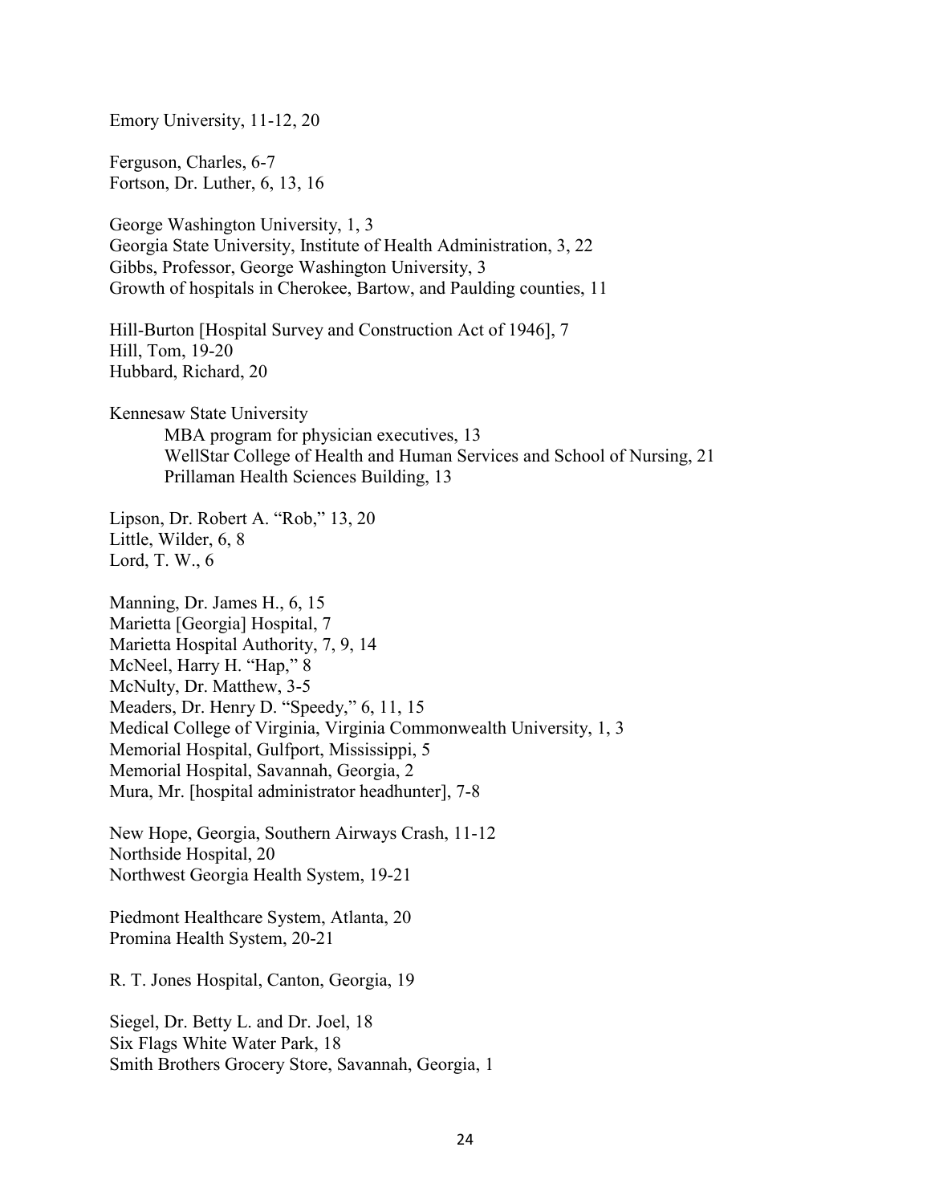Emory University, 11-12, 20

Ferguson, Charles, 6-7
Fortson, Dr. Luther, 6, 13, 16

George Washington University, 1, 3
Georgia State University, Institute of Health Administration, 3, 22
Gibbs, Professor, George Washington University, 3
Growth of hospitals in Cherokee, Bartow, and Paulding counties, 11

Hill-Burton [Hospital Survey and Construction Act of 1946], 7
Hill, Tom, 19-20
Hubbard, Richard, 20

Kennesaw State University
    MBA program for physician executives, 13
    WellStar College of Health and Human Services and School of Nursing, 21
    Prillaman Health Sciences Building, 13

Lipson, Dr. Robert A. "Rob," 13, 20
Little, Wilder, 6, 8
Lord, T. W., 6

Manning, Dr. James H., 6, 15
Marietta [Georgia] Hospital, 7
Marietta Hospital Authority, 7, 9, 14
McNeel, Harry H. "Hap," 8
McNulty, Dr. Matthew, 3-5
Meaders, Dr. Henry D. "Speedy," 6, 11, 15
Medical College of Virginia, Virginia Commonwealth University, 1, 3
Memorial Hospital, Gulfport, Mississippi, 5
Memorial Hospital, Savannah, Georgia, 2
Mura, Mr. [hospital administrator headhunter], 7-8

New Hope, Georgia, Southern Airways Crash, 11-12
Northside Hospital, 20
Northwest Georgia Health System, 19-21

Piedmont Healthcare System, Atlanta, 20
Promina Health System, 20-21

R. T. Jones Hospital, Canton, Georgia, 19

Siegel, Dr. Betty L. and Dr. Joel, 18
Six Flags White Water Park, 18
Smith Brothers Grocery Store, Savannah, Georgia, 1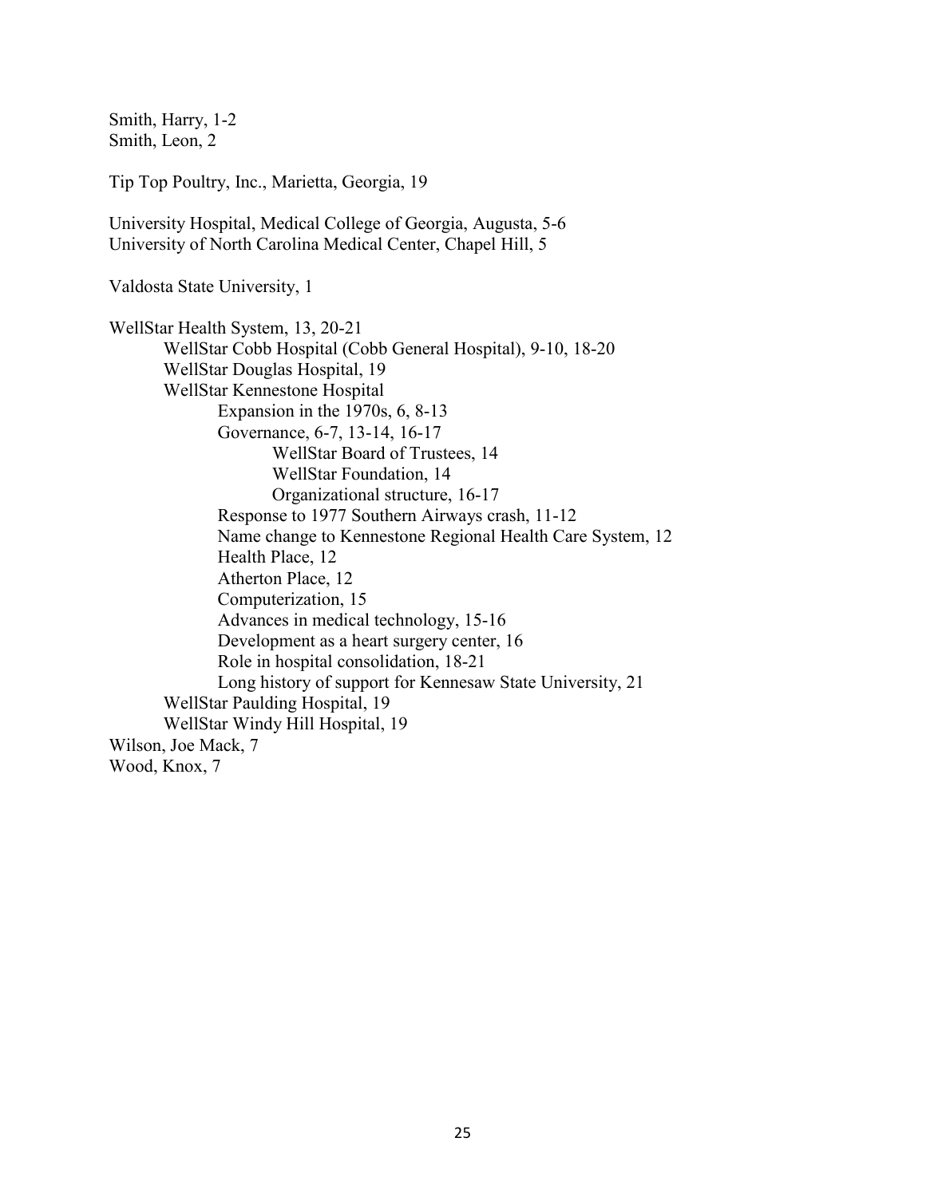Smith, Harry, 1-2
Smith, Leon, 2

Tip Top Poultry, Inc., Marietta, Georgia, 19

University Hospital, Medical College of Georgia, Augusta, 5-6
University of North Carolina Medical Center, Chapel Hill, 5

Valdosta State University, 1

WellStar Health System, 13, 20-21
- WellStar Cobb Hospital (Cobb General Hospital), 9-10, 18-20
- WellStar Douglas Hospital, 19
- WellStar Kennestone Hospital
  - Expansion in the 1970s, 6, 8-13
  - Governance, 6-7, 13-14, 16-17
    - WellStar Board of Trustees, 14
    - WellStar Foundation, 14
    - Organizational structure, 16-17
  - Response to 1977 Southern Airways crash, 11-12
  - Name change to Kennestone Regional Health Care System, 12
  - Health Place, 12
  - Atherton Place, 12
  - Computerization, 15
  - Advances in medical technology, 15-16
  - Development as a heart surgery center, 16
  - Role in hospital consolidation, 18-21
  - Long history of support for Kennesaw State University, 21
- WellStar Paulding Hospital, 19
- WellStar Windy Hill Hospital, 19

Wilson, Joe Mack, 7
Wood, Knox, 7